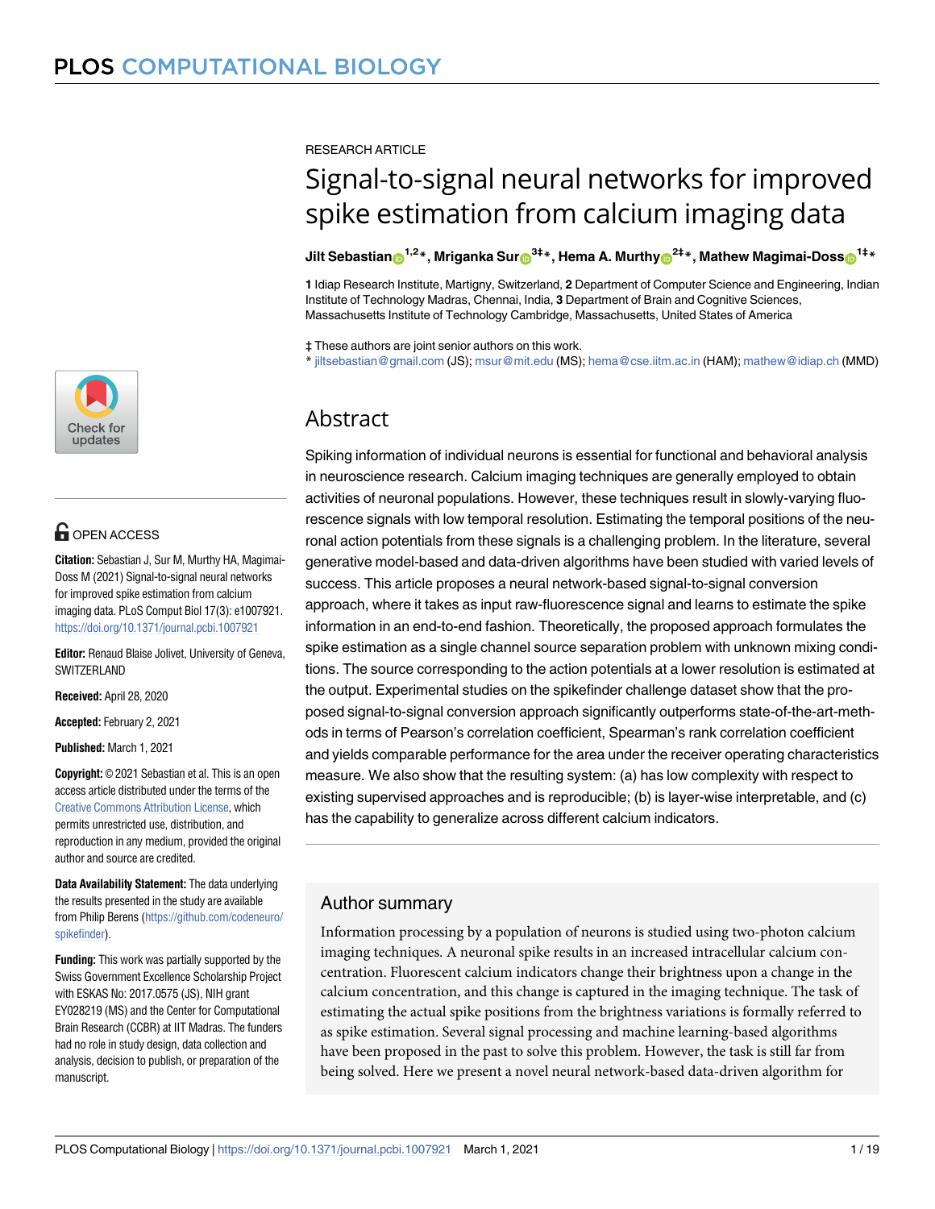RESEARCH ARTICLE

# Signal-to-signal neural networks for improved spike estimation from calcium imaging data

**Jilt Sebastian**[1,2]*, **Mriganka Sur**[3‡]*, **Hema A. Murthy**[2‡]*, **Mathew Magimai-Doss**[1‡]*

**1** Idiap Research Institute, Martigny, Switzerland, **2** Department of Computer Science and Engineering, Indian Institute of Technology Madras, Chennai, India, **3** Department of Brain and Cognitive Sciences, Massachusetts Institute of Technology Cambridge, Massachusetts, United States of America

‡ These authors are joint senior authors on this work.
* jiltsebastian@gmail.com (JS); msur@mit.edu (MS); hema@cse.iitm.ac.in (HAM); mathew@idiap.ch (MMD)

## Abstract

Spiking information of individual neurons is essential for functional and behavioral analysis in neuroscience research. Calcium imaging techniques are generally employed to obtain activities of neuronal populations. However, these techniques result in slowly-varying fluorescence signals with low temporal resolution. Estimating the temporal positions of the neuronal action potentials from these signals is a challenging problem. In the literature, several generative model-based and data-driven algorithms have been studied with varied levels of success. This article proposes a neural network-based signal-to-signal conversion approach, where it takes as input raw-fluorescence signal and learns to estimate the spike information in an end-to-end fashion. Theoretically, the proposed approach formulates the spike estimation as a single channel source separation problem with unknown mixing conditions. The source corresponding to the action potentials at a lower resolution is estimated at the output. Experimental studies on the spikefinder challenge dataset show that the proposed signal-to-signal conversion approach significantly outperforms state-of-the-art-methods in terms of Pearson's correlation coefficient, Spearman's rank correlation coefficient and yields comparable performance for the area under the receiver operating characteristics measure. We also show that the resulting system: (a) has low complexity with respect to existing supervised approaches and is reproducible; (b) is layer-wise interpretable, and (c) has the capability to generalize across different calcium indicators.

## Author summary

Information processing by a population of neurons is studied using two-photon calcium imaging techniques. A neuronal spike results in an increased intracellular calcium concentration. Fluorescent calcium indicators change their brightness upon a change in the calcium concentration, and this change is captured in the imaging technique. The task of estimating the actual spike positions from the brightness variations is formally referred to as spike estimation. Several signal processing and machine learning-based algorithms have been proposed in the past to solve this problem. However, the task is still far from being solved. Here we present a novel neural network-based data-driven algorithm for

OPEN ACCESS

**Citation:** Sebastian J, Sur M, Murthy HA, Magimai-Doss M (2021) Signal-to-signal neural networks for improved spike estimation from calcium imaging data. PLoS Comput Biol 17(3): e1007921. https://doi.org/10.1371/journal.pcbi.1007921

**Editor:** Renaud Blaise Jolivet, University of Geneva, SWITZERLAND

**Received:** April 28, 2020

**Accepted:** February 2, 2021

**Published:** March 1, 2021

**Copyright:** © 2021 Sebastian et al. This is an open access article distributed under the terms of the Creative Commons Attribution License, which permits unrestricted use, distribution, and reproduction in any medium, provided the original author and source are credited.

**Data Availability Statement:** The data underlying the results presented in the study are available from Philip Berens (https://github.com/codeneuro/spikefinder).

**Funding:** This work was partially supported by the Swiss Government Excellence Scholarship Project with ESKAS No: 2017.0575 (JS), NIH grant EY028219 (MS) and the Center for Computational Brain Research (CCBR) at IIT Madras. The funders had no role in study design, data collection and analysis, decision to publish, or preparation of the manuscript.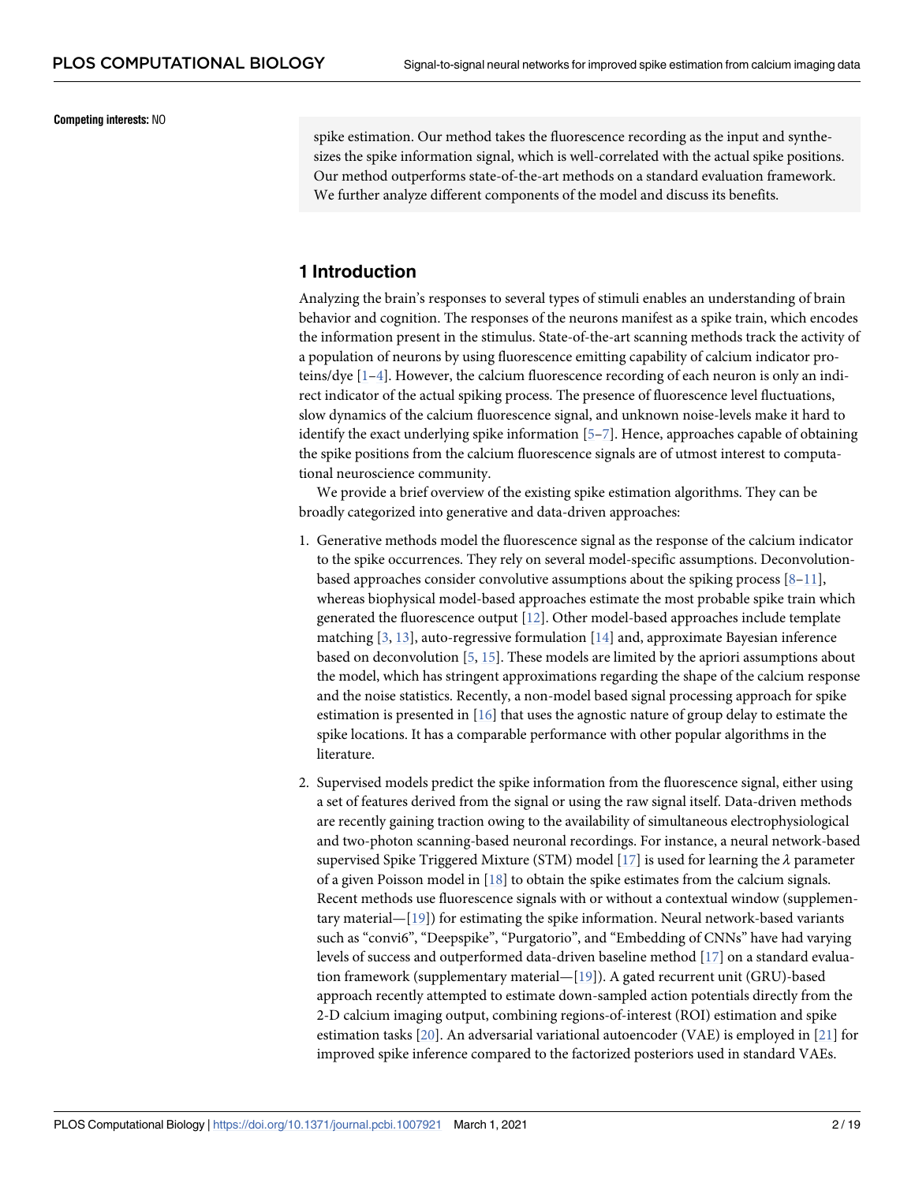**Competing interests:** NO

spike estimation. Our method takes the fluorescence recording as the input and synthesizes the spike information signal, which is well-correlated with the actual spike positions. Our method outperforms state-of-the-art methods on a standard evaluation framework. We further analyze different components of the model and discuss its benefits.

## 1 Introduction

Analyzing the brain's responses to several types of stimuli enables an understanding of brain behavior and cognition. The responses of the neurons manifest as a spike train, which encodes the information present in the stimulus. State-of-the-art scanning methods track the activity of a population of neurons by using fluorescence emitting capability of calcium indicator proteins/dye [1–4]. However, the calcium fluorescence recording of each neuron is only an indirect indicator of the actual spiking process. The presence of fluorescence level fluctuations, slow dynamics of the calcium fluorescence signal, and unknown noise-levels make it hard to identify the exact underlying spike information [5–7]. Hence, approaches capable of obtaining the spike positions from the calcium fluorescence signals are of utmost interest to computational neuroscience community.

We provide a brief overview of the existing spike estimation algorithms. They can be broadly categorized into generative and data-driven approaches:

1. Generative methods model the fluorescence signal as the response of the calcium indicator to the spike occurrences. They rely on several model-specific assumptions. Deconvolution-based approaches consider convolutive assumptions about the spiking process [8–11], whereas biophysical model-based approaches estimate the most probable spike train which generated the fluorescence output [12]. Other model-based approaches include template matching [3, 13], auto-regressive formulation [14] and, approximate Bayesian inference based on deconvolution [5, 15]. These models are limited by the apriori assumptions about the model, which has stringent approximations regarding the shape of the calcium response and the noise statistics. Recently, a non-model based signal processing approach for spike estimation is presented in [16] that uses the agnostic nature of group delay to estimate the spike locations. It has a comparable performance with other popular algorithms in the literature.

2. Supervised models predict the spike information from the fluorescence signal, either using a set of features derived from the signal or using the raw signal itself. Data-driven methods are recently gaining traction owing to the availability of simultaneous electrophysiological and two-photon scanning-based neuronal recordings. For instance, a neural network-based supervised Spike Triggered Mixture (STM) model [17] is used for learning the $\lambda$ parameter of a given Poisson model in [18] to obtain the spike estimates from the calcium signals. Recent methods use fluorescence signals with or without a contextual window (supplementary material—[19]) for estimating the spike information. Neural network-based variants such as "convi6", "Deepspike", "Purgatorio", and "Embedding of CNNs" have had varying levels of success and outperformed data-driven baseline method [17] on a standard evaluation framework (supplementary material—[19]). A gated recurrent unit (GRU)-based approach recently attempted to estimate down-sampled action potentials directly from the 2-D calcium imaging output, combining regions-of-interest (ROI) estimation and spike estimation tasks [20]. An adversarial variational autoencoder (VAE) is employed in [21] for improved spike inference compared to the factorized posteriors used in standard VAEs.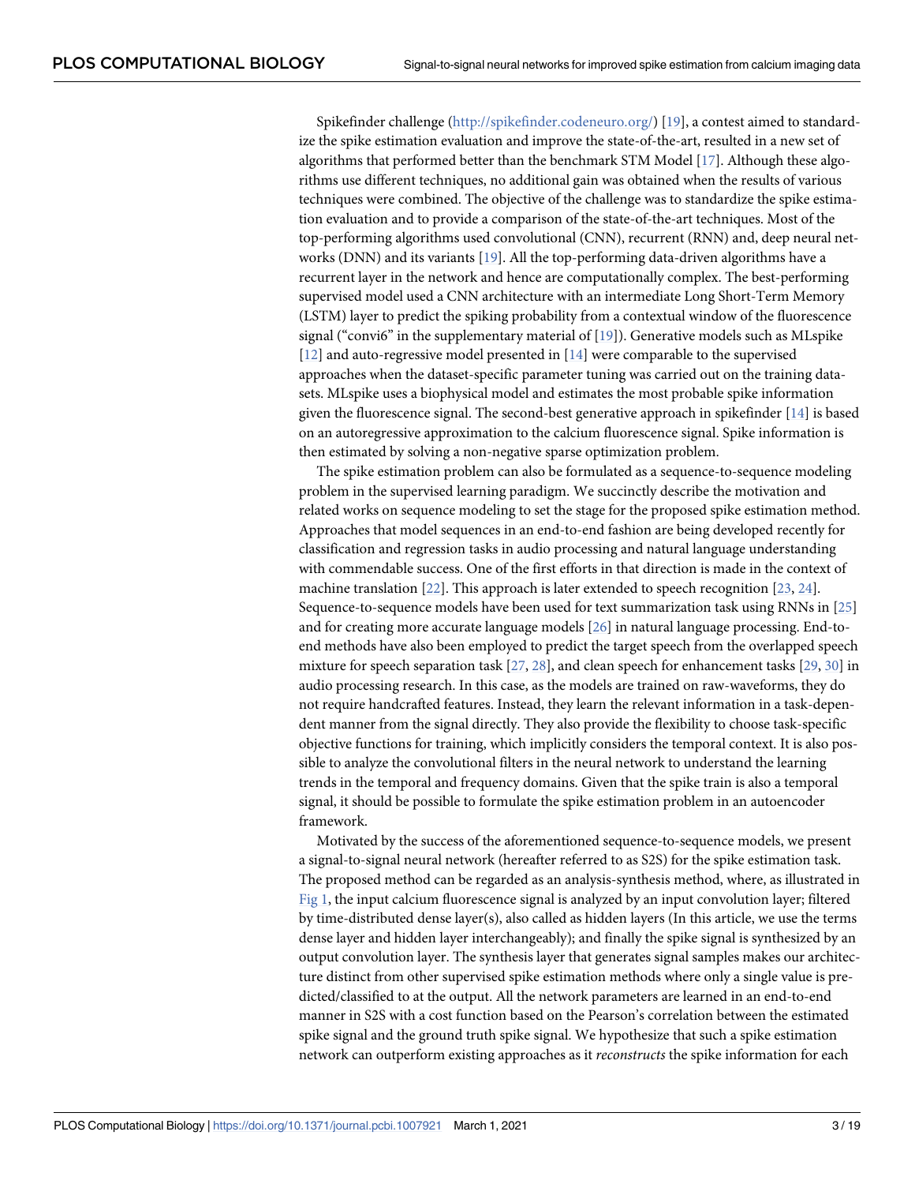Spikefinder challenge (http://spikefinder.codeneuro.org/) [19], a contest aimed to standardize the spike estimation evaluation and improve the state-of-the-art, resulted in a new set of algorithms that performed better than the benchmark STM Model [17]. Although these algorithms use different techniques, no additional gain was obtained when the results of various techniques were combined. The objective of the challenge was to standardize the spike estimation evaluation and to provide a comparison of the state-of-the-art techniques. Most of the top-performing algorithms used convolutional (CNN), recurrent (RNN) and, deep neural networks (DNN) and its variants [19]. All the top-performing data-driven algorithms have a recurrent layer in the network and hence are computationally complex. The best-performing supervised model used a CNN architecture with an intermediate Long Short-Term Memory (LSTM) layer to predict the spiking probability from a contextual window of the fluorescence signal ("convi6" in the supplementary material of [19]). Generative models such as MLspike [12] and auto-regressive model presented in [14] were comparable to the supervised approaches when the dataset-specific parameter tuning was carried out on the training datasets. MLspike uses a biophysical model and estimates the most probable spike information given the fluorescence signal. The second-best generative approach in spikefinder [14] is based on an autoregressive approximation to the calcium fluorescence signal. Spike information is then estimated by solving a non-negative sparse optimization problem.

The spike estimation problem can also be formulated as a sequence-to-sequence modeling problem in the supervised learning paradigm. We succinctly describe the motivation and related works on sequence modeling to set the stage for the proposed spike estimation method. Approaches that model sequences in an end-to-end fashion are being developed recently for classification and regression tasks in audio processing and natural language understanding with commendable success. One of the first efforts in that direction is made in the context of machine translation [22]. This approach is later extended to speech recognition [23, 24]. Sequence-to-sequence models have been used for text summarization task using RNNs in [25] and for creating more accurate language models [26] in natural language processing. End-to-end methods have also been employed to predict the target speech from the overlapped speech mixture for speech separation task [27, 28], and clean speech for enhancement tasks [29, 30] in audio processing research. In this case, as the models are trained on raw-waveforms, they do not require handcrafted features. Instead, they learn the relevant information in a task-dependent manner from the signal directly. They also provide the flexibility to choose task-specific objective functions for training, which implicitly considers the temporal context. It is also possible to analyze the convolutional filters in the neural network to understand the learning trends in the temporal and frequency domains. Given that the spike train is also a temporal signal, it should be possible to formulate the spike estimation problem in an autoencoder framework.

Motivated by the success of the aforementioned sequence-to-sequence models, we present a signal-to-signal neural network (hereafter referred to as S2S) for the spike estimation task. The proposed method can be regarded as an analysis-synthesis method, where, as illustrated in Fig 1, the input calcium fluorescence signal is analyzed by an input convolution layer; filtered by time-distributed dense layer(s), also called as hidden layers (In this article, we use the terms dense layer and hidden layer interchangeably); and finally the spike signal is synthesized by an output convolution layer. The synthesis layer that generates signal samples makes our architecture distinct from other supervised spike estimation methods where only a single value is predicted/classified to at the output. All the network parameters are learned in an end-to-end manner in S2S with a cost function based on the Pearson's correlation between the estimated spike signal and the ground truth spike signal. We hypothesize that such a spike estimation network can outperform existing approaches as it *reconstructs* the spike information for each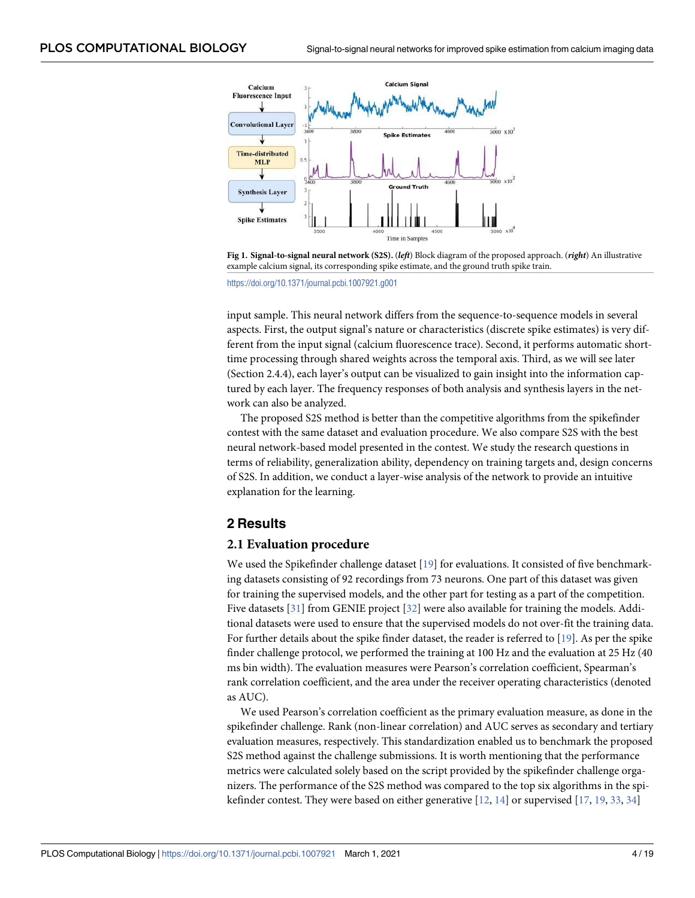Calcium Fluorescence Input

Convolutional Layer

Time-distributed MLP

Synthesis Layer

Spike Estimates

Calcium Signal

3

1

-1

3400 3800 4600 5000 x10[2]

Spike Estimates

1

0.5

0

3400 3800 4600 5000 x10[2]

Ground Truth

3

2

1

3500 4000 4500 5000 x10[4]

Time in Samples

**Fig 1. Signal-to-signal neural network (S2S).** (***left***) Block diagram of the proposed approach. (***right***) An illustrative example calcium signal, its corresponding spike estimate, and the ground truth spike train.

https://doi.org/10.1371/journal.pcbi.1007921.g001

input sample. This neural network differs from the sequence-to-sequence models in several aspects. First, the output signal's nature or characteristics (discrete spike estimates) is very different from the input signal (calcium fluorescence trace). Second, it performs automatic short-time processing through shared weights across the temporal axis. Third, as we will see later (Section 2.4.4), each layer's output can be visualized to gain insight into the information captured by each layer. The frequency responses of both analysis and synthesis layers in the network can also be analyzed.

The proposed S2S method is better than the competitive algorithms from the spikefinder contest with the same dataset and evaluation procedure. We also compare S2S with the best neural network-based model presented in the contest. We study the research questions in terms of reliability, generalization ability, dependency on training targets and, design concerns of S2S. In addition, we conduct a layer-wise analysis of the network to provide an intuitive explanation for the learning.

## 2 Results

### 2.1 Evaluation procedure

We used the Spikefinder challenge dataset [19] for evaluations. It consisted of five benchmarking datasets consisting of 92 recordings from 73 neurons. One part of this dataset was given for training the supervised models, and the other part for testing as a part of the competition. Five datasets [31] from GENIE project [32] were also available for training the models. Additional datasets were used to ensure that the supervised models do not over-fit the training data. For further details about the spike finder dataset, the reader is referred to [19]. As per the spike finder challenge protocol, we performed the training at 100 Hz and the evaluation at 25 Hz (40 ms bin width). The evaluation measures were Pearson's correlation coefficient, Spearman's rank correlation coefficient, and the area under the receiver operating characteristics (denoted as AUC).

We used Pearson's correlation coefficient as the primary evaluation measure, as done in the spikefinder challenge. Rank (non-linear correlation) and AUC serves as secondary and tertiary evaluation measures, respectively. This standardization enabled us to benchmark the proposed S2S method against the challenge submissions. It is worth mentioning that the performance metrics were calculated solely based on the script provided by the spikefinder challenge organizers. The performance of the S2S method was compared to the top six algorithms in the spikefinder contest. They were based on either generative [12, 14] or supervised [17, 19, 33, 34]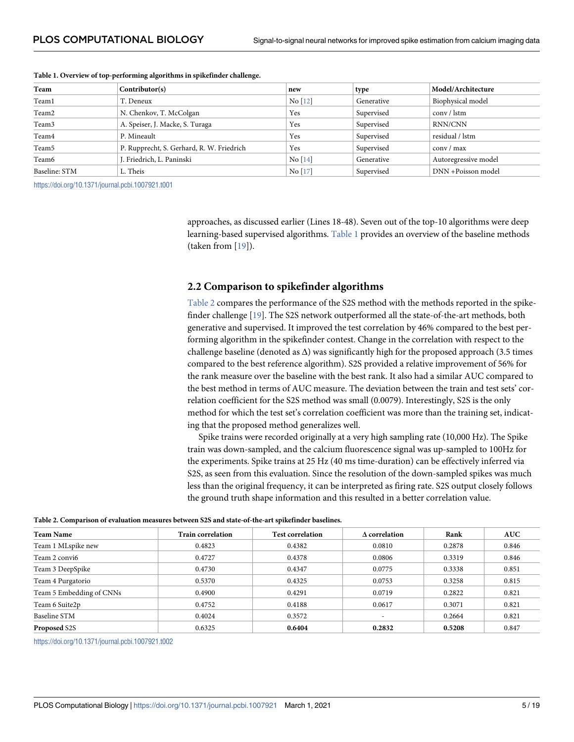**Table 1. Overview of top-performing algorithms in spikefinder challenge.**

| Team | Contributor(s) | new | type | Model/Architecture |
|---|---|---|---|---|
| Team1 | T. Deneux | No [12] | Generative | Biophysical model |
| Team2 | N. Chenkov, T. McColgan | Yes | Supervised | conv / lstm |
| Team3 | A. Speiser, J. Macke, S. Turaga | Yes | Supervised | RNN/CNN |
| Team4 | P. Mineault | Yes | Supervised | residual / lstm |
| Team5 | P. Rupprecht, S. Gerhard, R. W. Friedrich | Yes | Supervised | conv / max |
| Team6 | J. Friedrich, L. Paninski | No [14] | Generative | Autoregressive model |
| Baseline: STM | L. Theis | No [17] | Supervised | DNN +Poisson model |

https://doi.org/10.1371/journal.pcbi.1007921.t001

approaches, as discussed earlier (Lines 18-48). Seven out of the top-10 algorithms were deep learning-based supervised algorithms. Table 1 provides an overview of the baseline methods (taken from [19]).

## 2.2 Comparison to spikefinder algorithms

Table 2 compares the performance of the S2S method with the methods reported in the spikefinder challenge [19]. The S2S network outperformed all the state-of-the-art methods, both generative and supervised. It improved the test correlation by 46% compared to the best performing algorithm in the spikefinder contest. Change in the correlation with respect to the challenge baseline (denoted as Δ) was significantly high for the proposed approach (3.5 times compared to the best reference algorithm). S2S provided a relative improvement of 56% for the rank measure over the baseline with the best rank. It also had a similar AUC compared to the best method in terms of AUC measure. The deviation between the train and test sets' correlation coefficient for the S2S method was small (0.0079). Interestingly, S2S is the only method for which the test set's correlation coefficient was more than the training set, indicating that the proposed method generalizes well.

Spike trains were recorded originally at a very high sampling rate (10,000 Hz). The Spike train was down-sampled, and the calcium fluorescence signal was up-sampled to 100Hz for the experiments. Spike trains at 25 Hz (40 ms time-duration) can be effectively inferred via S2S, as seen from this evaluation. Since the resolution of the down-sampled spikes was much less than the original frequency, it can be interpreted as firing rate. S2S output closely follows the ground truth shape information and this resulted in a better correlation value.

**Table 2. Comparison of evaluation measures between S2S and state-of-the-art spikefinder baselines.**

| Team Name | Train correlation | Test correlation | Δ correlation | Rank | AUC |
|---|---|---|---|---|---|
| Team 1 MLspike new | 0.4823 | 0.4382 | 0.0810 | 0.2878 | 0.846 |
| Team 2 convi6 | 0.4727 | 0.4378 | 0.0806 | 0.3319 | 0.846 |
| Team 3 DeepSpike | 0.4730 | 0.4347 | 0.0775 | 0.3338 | 0.851 |
| Team 4 Purgatorio | 0.5370 | 0.4325 | 0.0753 | 0.3258 | 0.815 |
| Team 5 Embedding of CNNs | 0.4900 | 0.4291 | 0.0719 | 0.2822 | 0.821 |
| Team 6 Suite2p | 0.4752 | 0.4188 | 0.0617 | 0.3071 | 0.821 |
| Baseline STM | 0.4024 | 0.3572 | - | 0.2664 | 0.821 |
| **Proposed** S2S | 0.6325 | **0.6404** | **0.2832** | **0.5208** | 0.847 |

https://doi.org/10.1371/journal.pcbi.1007921.t002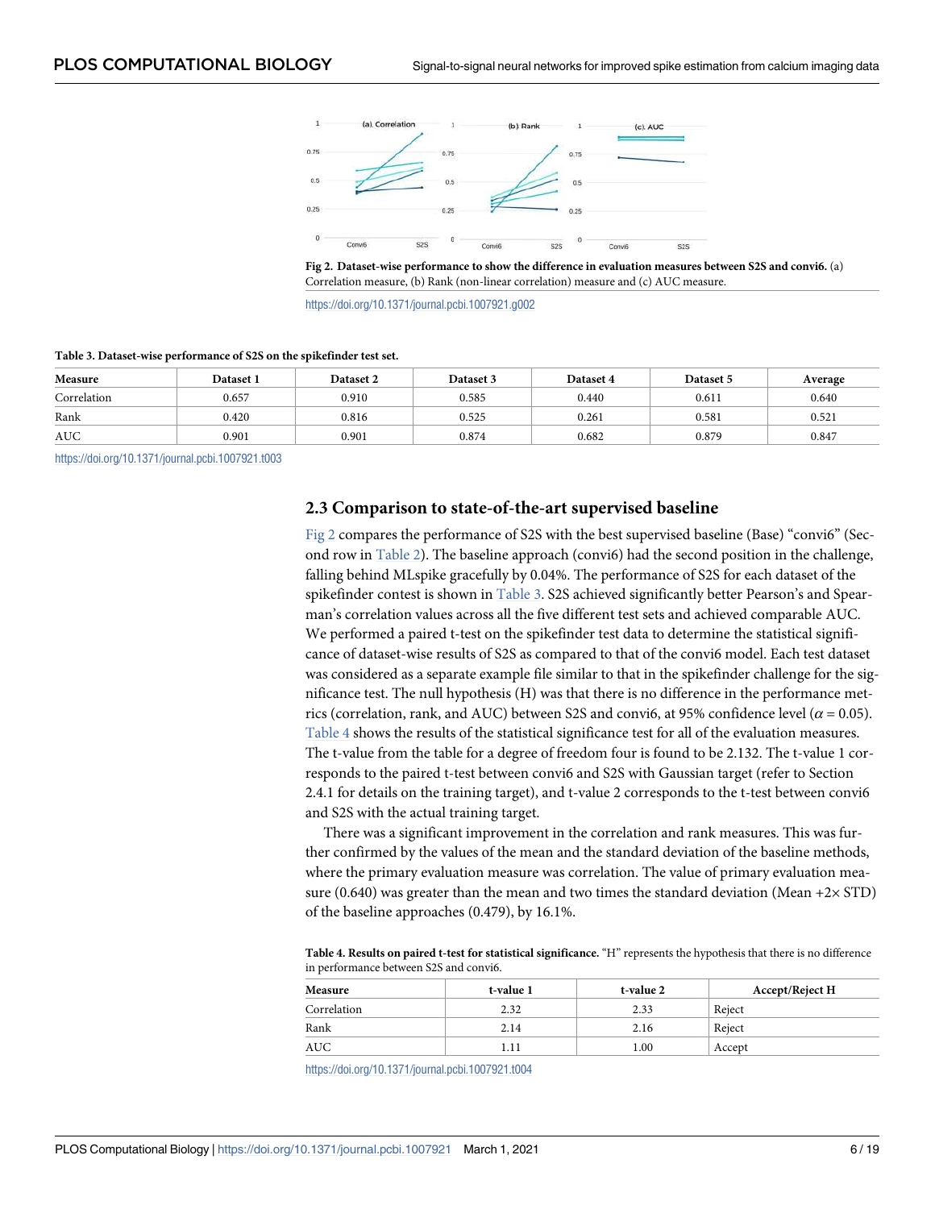Fig 2. Dataset-wise performance to show the difference in evaluation measures between S2S and convi6. (a) Correlation measure, (b) Rank (non-linear correlation) measure and (c) AUC measure.

https://doi.org/10.1371/journal.pcbi.1007921.g002

**Table 3. Dataset-wise performance of S2S on the spikefinder test set.**

| Measure | Dataset 1 | Dataset 2 | Dataset 3 | Dataset 4 | Dataset 5 | Average |
|---|---|---|---|---|---|---|
| Correlation | 0.657 | 0.910 | 0.585 | 0.440 | 0.611 | 0.640 |
| Rank | 0.420 | 0.816 | 0.525 | 0.261 | 0.581 | 0.521 |
| AUC | 0.901 | 0.901 | 0.874 | 0.682 | 0.879 | 0.847 |

https://doi.org/10.1371/journal.pcbi.1007921.t003

## 2.3 Comparison to state-of-the-art supervised baseline

Fig 2 compares the performance of S2S with the best supervised baseline (Base) "convi6" (Second row in Table 2). The baseline approach (convi6) had the second position in the challenge, falling behind MLspike gracefully by 0.04%. The performance of S2S for each dataset of the spikefinder contest is shown in Table 3. S2S achieved significantly better Pearson's and Spearman's correlation values across all the five different test sets and achieved comparable AUC. We performed a paired t-test on the spikefinder test data to determine the statistical significance of dataset-wise results of S2S as compared to that of the convi6 model. Each test dataset was considered as a separate example file similar to that in the spikefinder challenge for the significance test. The null hypothesis (H) was that there is no difference in the performance metrics (correlation, rank, and AUC) between S2S and convi6, at 95% confidence level ($\alpha = 0.05$). Table 4 shows the results of the statistical significance test for all of the evaluation measures. The t-value from the table for a degree of freedom four is found to be 2.132. The t-value 1 corresponds to the paired t-test between convi6 and S2S with Gaussian target (refer to Section 2.4.1 for details on the training target), and t-value 2 corresponds to the t-test between convi6 and S2S with the actual training target.

There was a significant improvement in the correlation and rank measures. This was further confirmed by the values of the mean and the standard deviation of the baseline methods, where the primary evaluation measure was correlation. The value of primary evaluation measure (0.640) was greater than the mean and two times the standard deviation (Mean +2× STD) of the baseline approaches (0.479), by 16.1%.

**Table 4. Results on paired t-test for statistical significance.** "H" represents the hypothesis that there is no difference in performance between S2S and convi6.

| Measure | t-value 1 | t-value 2 | Accept/Reject H |
|---|---|---|---|
| Correlation | 2.32 | 2.33 | Reject |
| Rank | 2.14 | 2.16 | Reject |
| AUC | 1.11 | 1.00 | Accept |

https://doi.org/10.1371/journal.pcbi.1007921.t004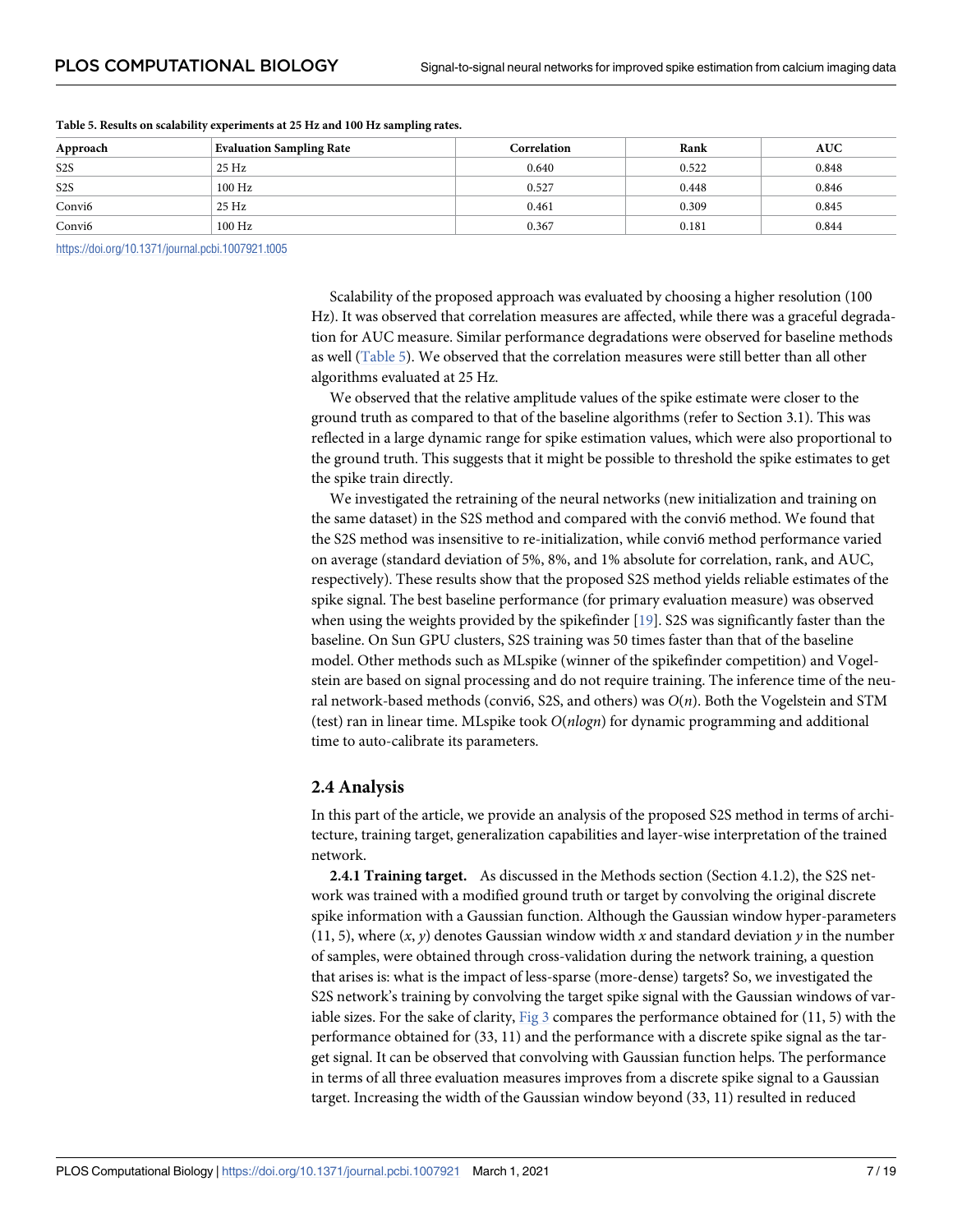**Table 5. Results on scalability experiments at 25 Hz and 100 Hz sampling rates.**

| Approach | Evaluation Sampling Rate | Correlation | Rank | AUC |
|---|---|---|---|---|
| S2S | 25 Hz | 0.640 | 0.522 | 0.848 |
| S2S | 100 Hz | 0.527 | 0.448 | 0.846 |
| Convi6 | 25 Hz | 0.461 | 0.309 | 0.845 |
| Convi6 | 100 Hz | 0.367 | 0.181 | 0.844 |

https://doi.org/10.1371/journal.pcbi.1007921.t005

Scalability of the proposed approach was evaluated by choosing a higher resolution (100 Hz). It was observed that correlation measures are affected, while there was a graceful degradation for AUC measure. Similar performance degradations were observed for baseline methods as well (Table 5). We observed that the correlation measures were still better than all other algorithms evaluated at 25 Hz.

We observed that the relative amplitude values of the spike estimate were closer to the ground truth as compared to that of the baseline algorithms (refer to Section 3.1). This was reflected in a large dynamic range for spike estimation values, which were also proportional to the ground truth. This suggests that it might be possible to threshold the spike estimates to get the spike train directly.

We investigated the retraining of the neural networks (new initialization and training on the same dataset) in the S2S method and compared with the convi6 method. We found that the S2S method was insensitive to re-initialization, while convi6 method performance varied on average (standard deviation of 5%, 8%, and 1% absolute for correlation, rank, and AUC, respectively). These results show that the proposed S2S method yields reliable estimates of the spike signal. The best baseline performance (for primary evaluation measure) was observed when using the weights provided by the spikefinder [19]. S2S was significantly faster than the baseline. On Sun GPU clusters, S2S training was 50 times faster than that of the baseline model. Other methods such as MLspike (winner of the spikefinder competition) and Vogelstein are based on signal processing and do not require training. The inference time of the neural network-based methods (convi6, S2S, and others) was $O(n)$. Both the Vogelstein and STM (test) ran in linear time. MLspike took $O(nlogn)$ for dynamic programming and additional time to auto-calibrate its parameters.

## 2.4 Analysis

In this part of the article, we provide an analysis of the proposed S2S method in terms of architecture, training target, generalization capabilities and layer-wise interpretation of the trained network.

**2.4.1 Training target.** As discussed in the Methods section (Section 4.1.2), the S2S network was trained with a modified ground truth or target by convolving the original discrete spike information with a Gaussian function. Although the Gaussian window hyper-parameters (11, 5), where $(x, y)$ denotes Gaussian window width $x$ and standard deviation $y$ in the number of samples, were obtained through cross-validation during the network training, a question that arises is: what is the impact of less-sparse (more-dense) targets? So, we investigated the S2S network's training by convolving the target spike signal with the Gaussian windows of variable sizes. For the sake of clarity, Fig 3 compares the performance obtained for (11, 5) with the performance obtained for (33, 11) and the performance with a discrete spike signal as the target signal. It can be observed that convolving with Gaussian function helps. The performance in terms of all three evaluation measures improves from a discrete spike signal to a Gaussian target. Increasing the width of the Gaussian window beyond (33, 11) resulted in reduced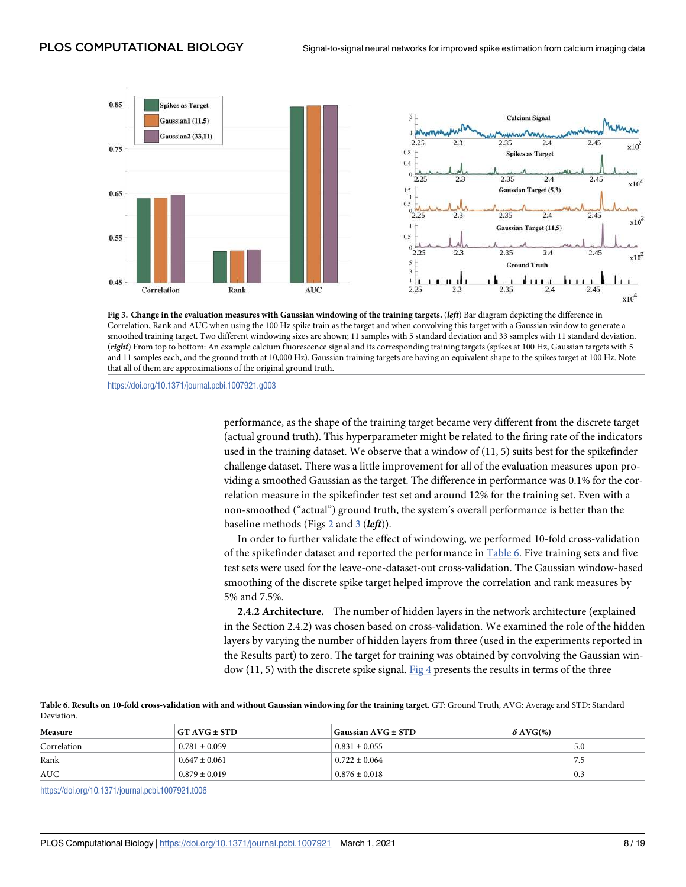0.85
0.75
0.65
0.55
0.45

Spikes as Target
Gaussian1 (11,5)
Gaussian2 (33,11)

Correlation
Rank
AUC

Calcium Signal
Spikes as Target
Gaussian Target (5,3)
Gaussian Target (11,5)
Ground Truth

2.25 2.3 2.35 2.4 2.45 x10^2
2.25 2.3 2.35 2.4 2.45 x10^4

**Fig 3. Change in the evaluation measures with Gaussian windowing of the training targets.** (***left***) Bar diagram depicting the difference in Correlation, Rank and AUC when using the 100 Hz spike train as the target and when convolving this target with a Gaussian window to generate a smoothed training target. Two different windowing sizes are shown; 11 samples with 5 standard deviation and 33 samples with 11 standard deviation. (***right***) From top to bottom: An example calcium fluorescence signal and its corresponding training targets (spikes at 100 Hz, Gaussian targets with 5 and 11 samples each, and the ground truth at 10,000 Hz). Gaussian training targets are having an equivalent shape to the spikes target at 100 Hz. Note that all of them are approximations of the original ground truth.

https://doi.org/10.1371/journal.pcbi.1007921.g003

performance, as the shape of the training target became very different from the discrete target (actual ground truth). This hyperparameter might be related to the firing rate of the indicators used in the training dataset. We observe that a window of (11, 5) suits best for the spikefinder challenge dataset. There was a little improvement for all of the evaluation measures upon providing a smoothed Gaussian as the target. The difference in performance was 0.1% for the correlation measure in the spikefinder test set and around 12% for the training set. Even with a non-smoothed ("actual") ground truth, the system's overall performance is better than the baseline methods (Figs 2 and 3 (***left***)).

In order to further validate the effect of windowing, we performed 10-fold cross-validation of the spikefinder dataset and reported the performance in Table 6. Five training sets and five test sets were used for the leave-one-dataset-out cross-validation. The Gaussian window-based smoothing of the discrete spike target helped improve the correlation and rank measures by 5% and 7.5%.

**2.4.2 Architecture.** The number of hidden layers in the network architecture (explained in the Section 2.4.2) was chosen based on cross-validation. We examined the role of the hidden layers by varying the number of hidden layers from three (used in the experiments reported in the Results part) to zero. The target for training was obtained by convolving the Gaussian window (11, 5) with the discrete spike signal. Fig 4 presents the results in terms of the three

**Table 6. Results on 10-fold cross-validation with and without Gaussian windowing for the training target.** GT: Ground Truth, AVG: Average and STD: Standard Deviation.

| Measure | GT AVG ± STD | Gaussian AVG ± STD | $\delta$ AVG(%) |
|---|---|---|---|
| Correlation | 0.781 ± 0.059 | 0.831 ± 0.055 | 5.0 |
| Rank | 0.647 ± 0.061 | 0.722 ± 0.064 | 7.5 |
| AUC | 0.879 ± 0.019 | 0.876 ± 0.018 | -0.3 |

https://doi.org/10.1371/journal.pcbi.1007921.t006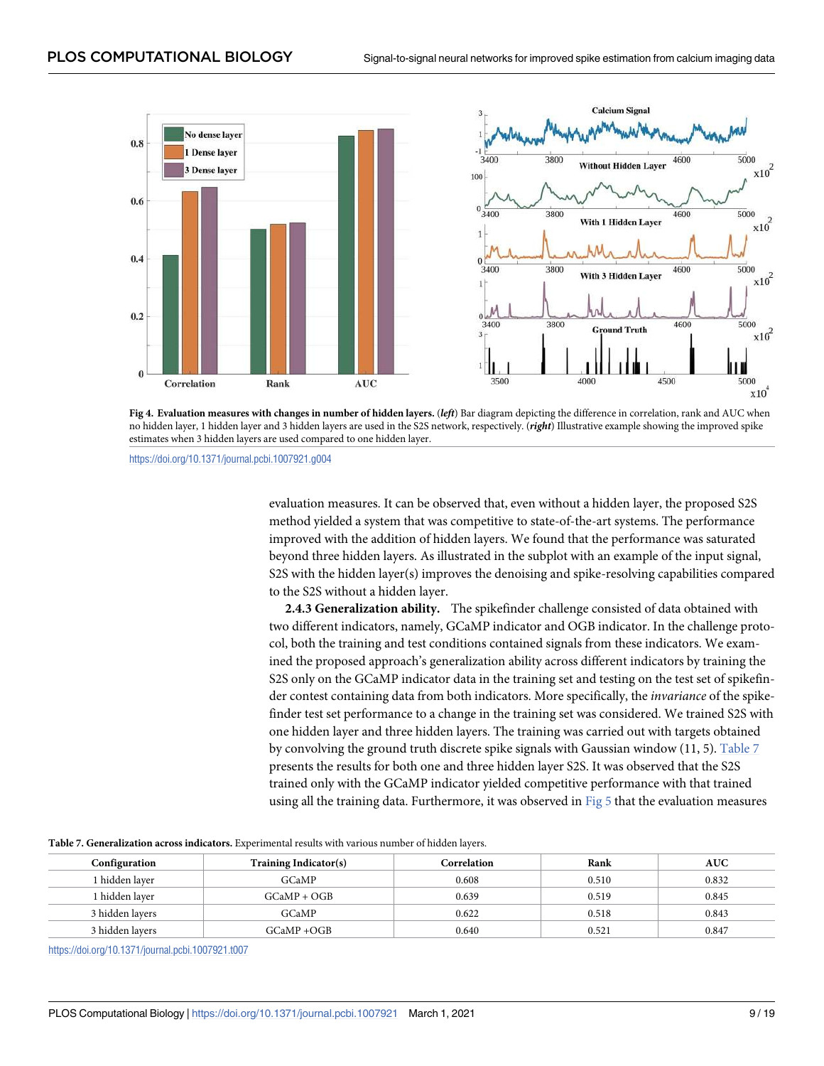No dense layer
1 Dense layer
3 Dense layer

0.8
0.6
0.4
0.2
0

Correlation
Rank
AUC

Calcium Signal
Without Hidden Layer
With 1 Hidden Layer
With 3 Hidden Layer
Ground Truth

**Fig 4. Evaluation measures with changes in number of hidden layers.** (*left*) Bar diagram depicting the difference in correlation, rank and AUC when no hidden layer, 1 hidden layer and 3 hidden layers are used in the S2S network, respectively. (*right*) Illustrative example showing the improved spike estimates when 3 hidden layers are used compared to one hidden layer.

https://doi.org/10.1371/journal.pcbi.1007921.g004

evaluation measures. It can be observed that, even without a hidden layer, the proposed S2S method yielded a system that was competitive to state-of-the-art systems. The performance improved with the addition of hidden layers. We found that the performance was saturated beyond three hidden layers. As illustrated in the subplot with an example of the input signal, S2S with the hidden layer(s) improves the denoising and spike-resolving capabilities compared to the S2S without a hidden layer.

**2.4.3 Generalization ability.** The spikefinder challenge consisted of data obtained with two different indicators, namely, GCaMP indicator and OGB indicator. In the challenge protocol, both the training and test conditions contained signals from these indicators. We examined the proposed approach's generalization ability across different indicators by training the S2S only on the GCaMP indicator data in the training set and testing on the test set of spikefinder contest containing data from both indicators. More specifically, the *invariance* of the spikefinder test set performance to a change in the training set was considered. We trained S2S with one hidden layer and three hidden layers. The training was carried out with targets obtained by convolving the ground truth discrete spike signals with Gaussian window (11, 5). Table 7 presents the results for both one and three hidden layer S2S. It was observed that the S2S trained only with the GCaMP indicator yielded competitive performance with that trained using all the training data. Furthermore, it was observed in Fig 5 that the evaluation measures

**Table 7. Generalization across indicators.** Experimental results with various number of hidden layers.

| Configuration | Training Indicator(s) | Correlation | Rank | AUC |
|---|---|---|---|---|
| 1 hidden layer | GCaMP | 0.608 | 0.510 | 0.832 |
| 1 hidden layer | GCaMP + OGB | 0.639 | 0.519 | 0.845 |
| 3 hidden layers | GCaMP | 0.622 | 0.518 | 0.843 |
| 3 hidden layers | GCaMP +OGB | 0.640 | 0.521 | 0.847 |

https://doi.org/10.1371/journal.pcbi.1007921.t007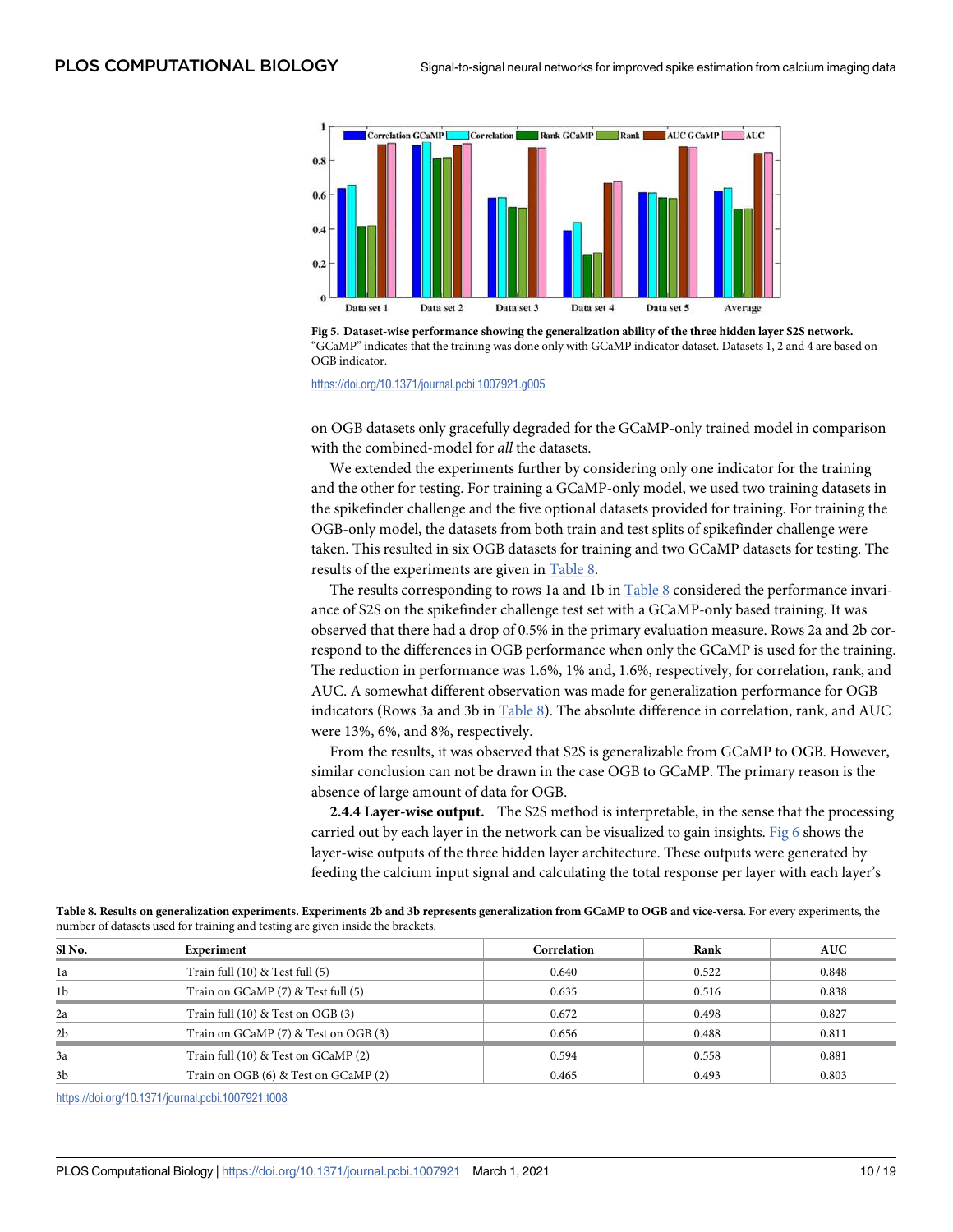1
0.8
0.6
0.4
0.2
0

Correlation GCaMP
Correlation
Rank GCaMP
Rank
AUC GCaMP
AUC

Data set 1
Data set 2
Data set 3
Data set 4
Data set 5
Average

**Fig 5. Dataset-wise performance showing the generalization ability of the three hidden layer S2S network.** "GCaMP" indicates that the training was done only with GCaMP indicator dataset. Datasets 1, 2 and 4 are based on OGB indicator.

https://doi.org/10.1371/journal.pcbi.1007921.g005

on OGB datasets only gracefully degraded for the GCaMP-only trained model in comparison with the combined-model for *all* the datasets.

We extended the experiments further by considering only one indicator for the training and the other for testing. For training a GCaMP-only model, we used two training datasets in the spikefinder challenge and the five optional datasets provided for training. For training the OGB-only model, the datasets from both train and test splits of spikefinder challenge were taken. This resulted in six OGB datasets for training and two GCaMP datasets for testing. The results of the experiments are given in Table 8.

The results corresponding to rows 1a and 1b in Table 8 considered the performance invariance of S2S on the spikefinder challenge test set with a GCaMP-only based training. It was observed that there had a drop of 0.5% in the primary evaluation measure. Rows 2a and 2b correspond to the differences in OGB performance when only the GCaMP is used for the training. The reduction in performance was 1.6%, 1% and, 1.6%, respectively, for correlation, rank, and AUC. A somewhat different observation was made for generalization performance for OGB indicators (Rows 3a and 3b in Table 8). The absolute difference in correlation, rank, and AUC were 13%, 6%, and 8%, respectively.

From the results, it was observed that S2S is generalizable from GCaMP to OGB. However, similar conclusion can not be drawn in the case OGB to GCaMP. The primary reason is the absence of large amount of data for OGB.

**2.4.4 Layer-wise output.** The S2S method is interpretable, in the sense that the processing carried out by each layer in the network can be visualized to gain insights. Fig 6 shows the layer-wise outputs of the three hidden layer architecture. These outputs were generated by feeding the calcium input signal and calculating the total response per layer with each layer's

**Table 8. Results on generalization experiments. Experiments 2b and 3b represents generalization from GCaMP to OGB and vice-versa**. For every experiments, the number of datasets used for training and testing are given inside the brackets.

| Sl No. | Experiment | Correlation | Rank | AUC |
|---|---|---|---|---|
| 1a | Train full (10) & Test full (5) | 0.640 | 0.522 | 0.848 |
| 1b | Train on GCaMP (7) & Test full (5) | 0.635 | 0.516 | 0.838 |
| 2a | Train full (10) & Test on OGB (3) | 0.672 | 0.498 | 0.827 |
| 2b | Train on GCaMP (7) & Test on OGB (3) | 0.656 | 0.488 | 0.811 |
| 3a | Train full (10) & Test on GCaMP (2) | 0.594 | 0.558 | 0.881 |
| 3b | Train on OGB (6) & Test on GCaMP (2) | 0.465 | 0.493 | 0.803 |

https://doi.org/10.1371/journal.pcbi.1007921.t008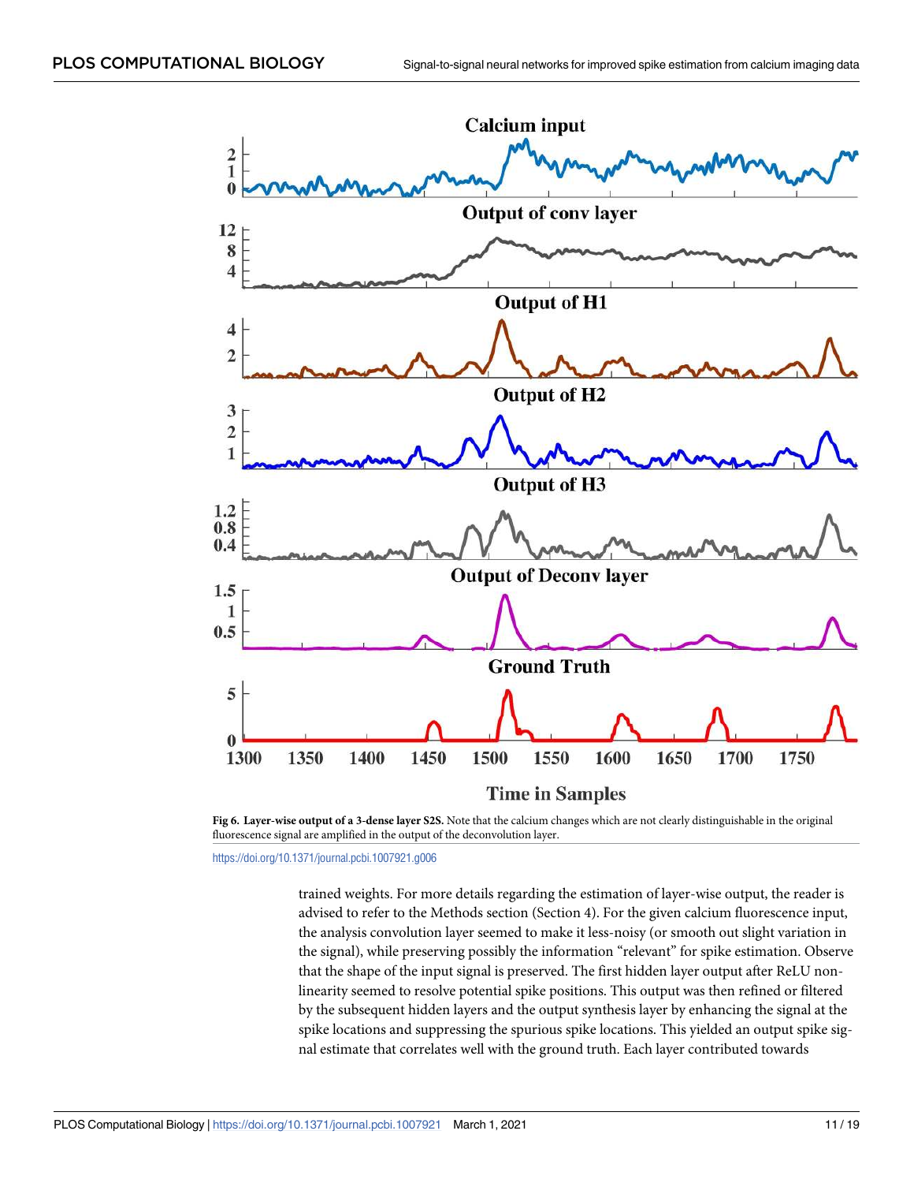Calcium input

2
1
0

Output of conv layer

12
8
4

Output of H1

4
2

Output of H2

3
2
1

Output of H3

1.2
0.8
0.4

Output of Deconv layer

1.5
1
0.5

Ground Truth

5
0

1300 1350 1400 1450 1500 1550 1600 1650 1700 1750

Time in Samples

**Fig 6. Layer-wise output of a 3-dense layer S2S.** Note that the calcium changes which are not clearly distinguishable in the original fluorescence signal are amplified in the output of the deconvolution layer.

https://doi.org/10.1371/journal.pcbi.1007921.g006

trained weights. For more details regarding the estimation of layer-wise output, the reader is advised to refer to the Methods section (Section 4). For the given calcium fluorescence input, the analysis convolution layer seemed to make it less-noisy (or smooth out slight variation in the signal), while preserving possibly the information "relevant" for spike estimation. Observe that the shape of the input signal is preserved. The first hidden layer output after ReLU non-linearity seemed to resolve potential spike positions. This output was then refined or filtered by the subsequent hidden layers and the output synthesis layer by enhancing the signal at the spike locations and suppressing the spurious spike locations. This yielded an output spike signal estimate that correlates well with the ground truth. Each layer contributed towards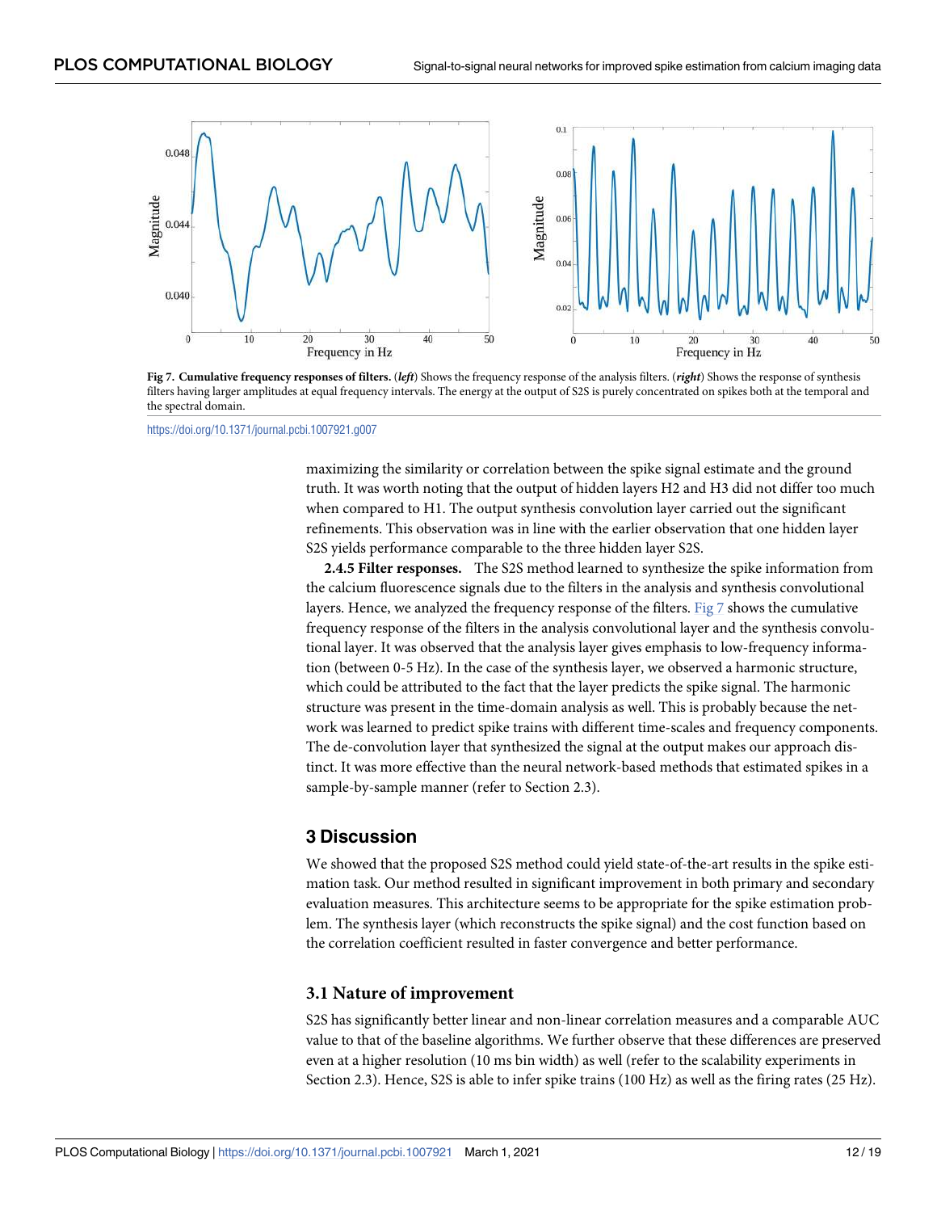Magnitude
0.048
0.044
0.040
0
10
20
30
40
50
Frequency in Hz

Magnitude
0.1
0.08
0.06
0.04
0.02
0
10
20
30
40
50
Frequency in Hz

**Fig 7. Cumulative frequency responses of filters.** (***left***) Shows the frequency response of the analysis filters. (***right***) Shows the response of synthesis filters having larger amplitudes at equal frequency intervals. The energy at the output of S2S is purely concentrated on spikes both at the temporal and the spectral domain.

https://doi.org/10.1371/journal.pcbi.1007921.g007

maximizing the similarity or correlation between the spike signal estimate and the ground truth. It was worth noting that the output of hidden layers H2 and H3 did not differ too much when compared to H1. The output synthesis convolution layer carried out the significant refinements. This observation was in line with the earlier observation that one hidden layer S2S yields performance comparable to the three hidden layer S2S.

**2.4.5 Filter responses.** The S2S method learned to synthesize the spike information from the calcium fluorescence signals due to the filters in the analysis and synthesis convolutional layers. Hence, we analyzed the frequency response of the filters. Fig 7 shows the cumulative frequency response of the filters in the analysis convolutional layer and the synthesis convolutional layer. It was observed that the analysis layer gives emphasis to low-frequency information (between 0-5 Hz). In the case of the synthesis layer, we observed a harmonic structure, which could be attributed to the fact that the layer predicts the spike signal. The harmonic structure was present in the time-domain analysis as well. This is probably because the network was learned to predict spike trains with different time-scales and frequency components. The de-convolution layer that synthesized the signal at the output makes our approach distinct. It was more effective than the neural network-based methods that estimated spikes in a sample-by-sample manner (refer to Section 2.3).

## 3 Discussion

We showed that the proposed S2S method could yield state-of-the-art results in the spike estimation task. Our method resulted in significant improvement in both primary and secondary evaluation measures. This architecture seems to be appropriate for the spike estimation problem. The synthesis layer (which reconstructs the spike signal) and the cost function based on the correlation coefficient resulted in faster convergence and better performance.

### 3.1 Nature of improvement

S2S has significantly better linear and non-linear correlation measures and a comparable AUC value to that of the baseline algorithms. We further observe that these differences are preserved even at a higher resolution (10 ms bin width) as well (refer to the scalability experiments in Section 2.3). Hence, S2S is able to infer spike trains (100 Hz) as well as the firing rates (25 Hz).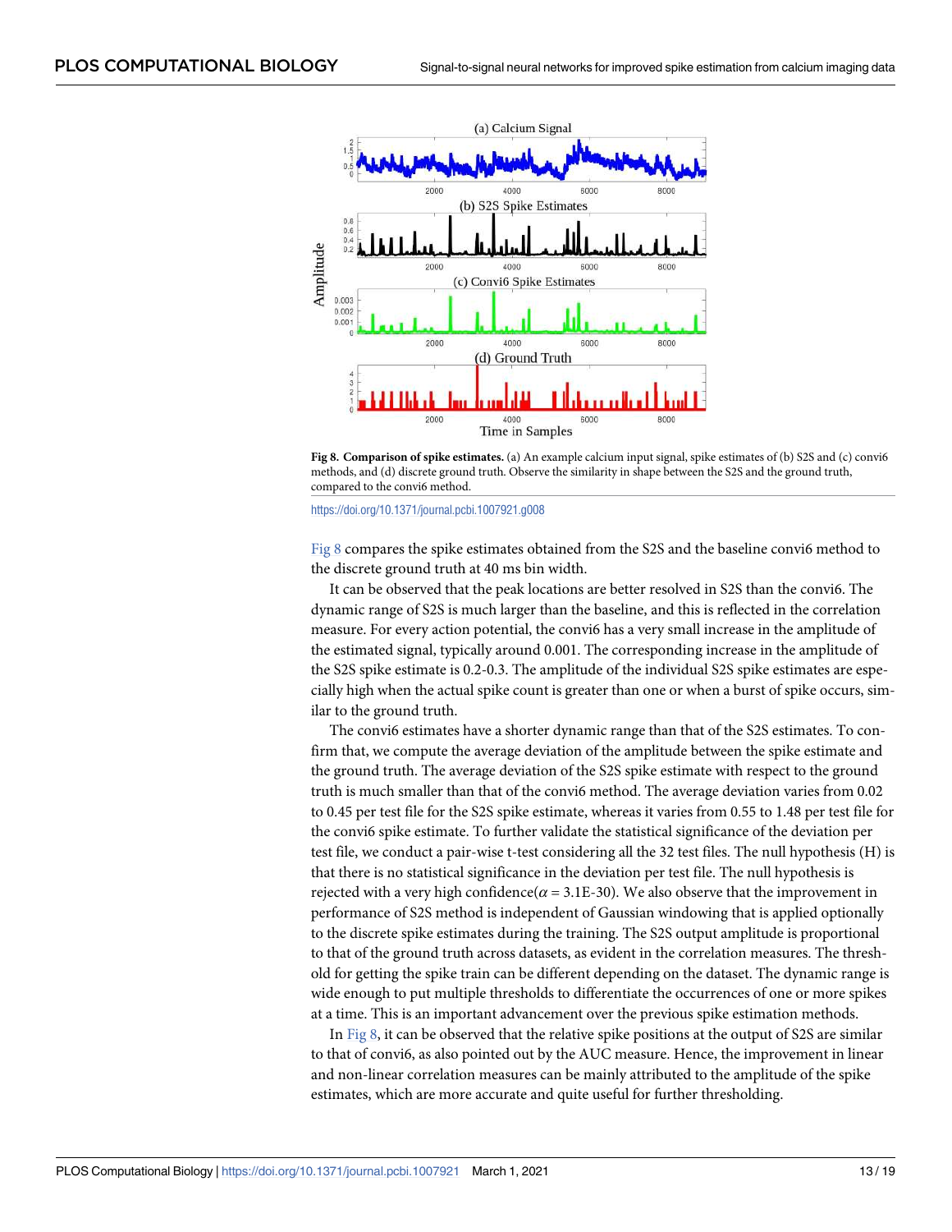(a) Calcium Signal

(b) S2S Spike Estimates

(c) Convi6 Spike Estimates

(d) Ground Truth

Amplitude

Time in Samples

**Fig 8. Comparison of spike estimates.** (a) An example calcium input signal, spike estimates of (b) S2S and (c) convi6 methods, and (d) discrete ground truth. Observe the similarity in shape between the S2S and the ground truth, compared to the convi6 method.

https://doi.org/10.1371/journal.pcbi.1007921.g008

Fig 8 compares the spike estimates obtained from the S2S and the baseline convi6 method to the discrete ground truth at 40 ms bin width.

It can be observed that the peak locations are better resolved in S2S than the convi6. The dynamic range of S2S is much larger than the baseline, and this is reflected in the correlation measure. For every action potential, the convi6 has a very small increase in the amplitude of the estimated signal, typically around 0.001. The corresponding increase in the amplitude of the S2S spike estimate is 0.2-0.3. The amplitude of the individual S2S spike estimates are especially high when the actual spike count is greater than one or when a burst of spike occurs, similar to the ground truth.

The convi6 estimates have a shorter dynamic range than that of the S2S estimates. To confirm that, we compute the average deviation of the amplitude between the spike estimate and the ground truth. The average deviation of the S2S spike estimate with respect to the ground truth is much smaller than that of the convi6 method. The average deviation varies from 0.02 to 0.45 per test file for the S2S spike estimate, whereas it varies from 0.55 to 1.48 per test file for the convi6 spike estimate. To further validate the statistical significance of the deviation per test file, we conduct a pair-wise t-test considering all the 32 test files. The null hypothesis (H) is that there is no statistical significance in the deviation per test file. The null hypothesis is rejected with a very high confidence($\alpha$ = 3.1E-30). We also observe that the improvement in performance of S2S method is independent of Gaussian windowing that is applied optionally to the discrete spike estimates during the training. The S2S output amplitude is proportional to that of the ground truth across datasets, as evident in the correlation measures. The threshold for getting the spike train can be different depending on the dataset. The dynamic range is wide enough to put multiple thresholds to differentiate the occurrences of one or more spikes at a time. This is an important advancement over the previous spike estimation methods.

In Fig 8, it can be observed that the relative spike positions at the output of S2S are similar to that of convi6, as also pointed out by the AUC measure. Hence, the improvement in linear and non-linear correlation measures can be mainly attributed to the amplitude of the spike estimates, which are more accurate and quite useful for further thresholding.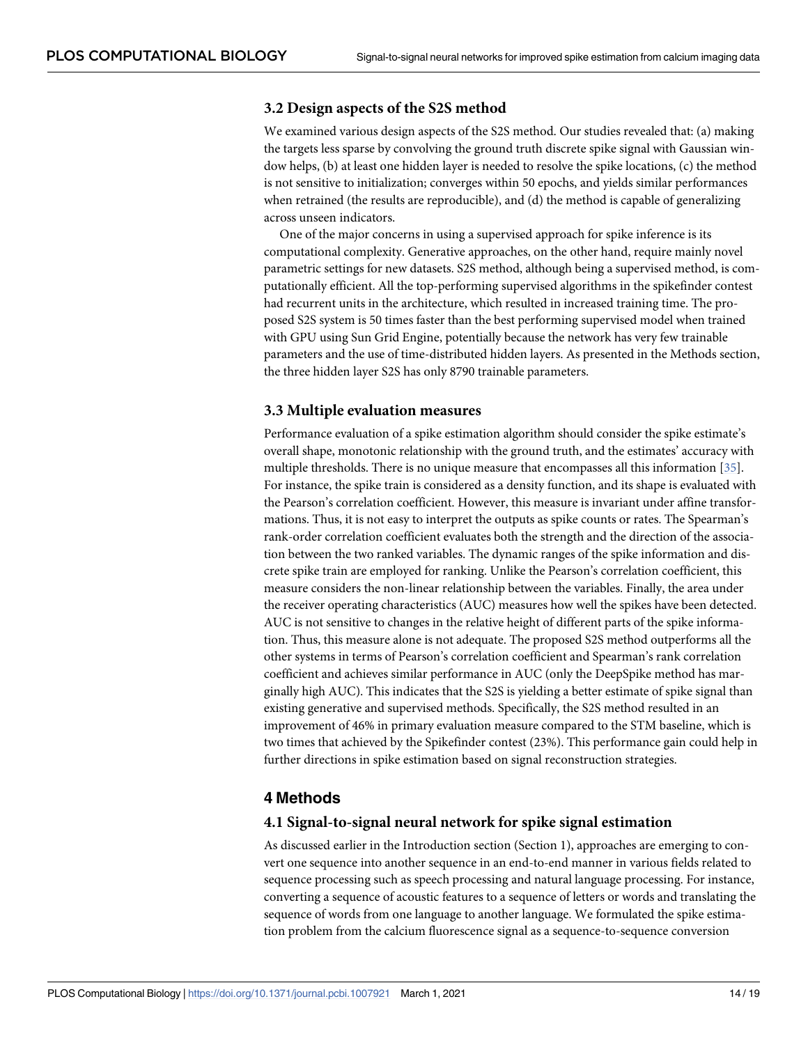### 3.2 Design aspects of the S2S method

We examined various design aspects of the S2S method. Our studies revealed that: (a) making the targets less sparse by convolving the ground truth discrete spike signal with Gaussian window helps, (b) at least one hidden layer is needed to resolve the spike locations, (c) the method is not sensitive to initialization; converges within 50 epochs, and yields similar performances when retrained (the results are reproducible), and (d) the method is capable of generalizing across unseen indicators.

One of the major concerns in using a supervised approach for spike inference is its computational complexity. Generative approaches, on the other hand, require mainly novel parametric settings for new datasets. S2S method, although being a supervised method, is computationally efficient. All the top-performing supervised algorithms in the spikefinder contest had recurrent units in the architecture, which resulted in increased training time. The proposed S2S system is 50 times faster than the best performing supervised model when trained with GPU using Sun Grid Engine, potentially because the network has very few trainable parameters and the use of time-distributed hidden layers. As presented in the Methods section, the three hidden layer S2S has only 8790 trainable parameters.

### 3.3 Multiple evaluation measures

Performance evaluation of a spike estimation algorithm should consider the spike estimate's overall shape, monotonic relationship with the ground truth, and the estimates' accuracy with multiple thresholds. There is no unique measure that encompasses all this information [35]. For instance, the spike train is considered as a density function, and its shape is evaluated with the Pearson's correlation coefficient. However, this measure is invariant under affine transformations. Thus, it is not easy to interpret the outputs as spike counts or rates. The Spearman's rank-order correlation coefficient evaluates both the strength and the direction of the association between the two ranked variables. The dynamic ranges of the spike information and discrete spike train are employed for ranking. Unlike the Pearson's correlation coefficient, this measure considers the non-linear relationship between the variables. Finally, the area under the receiver operating characteristics (AUC) measures how well the spikes have been detected. AUC is not sensitive to changes in the relative height of different parts of the spike information. Thus, this measure alone is not adequate. The proposed S2S method outperforms all the other systems in terms of Pearson's correlation coefficient and Spearman's rank correlation coefficient and achieves similar performance in AUC (only the DeepSpike method has marginally high AUC). This indicates that the S2S is yielding a better estimate of spike signal than existing generative and supervised methods. Specifically, the S2S method resulted in an improvement of 46% in primary evaluation measure compared to the STM baseline, which is two times that achieved by the Spikefinder contest (23%). This performance gain could help in further directions in spike estimation based on signal reconstruction strategies.

## 4 Methods

### 4.1 Signal-to-signal neural network for spike signal estimation

As discussed earlier in the Introduction section (Section 1), approaches are emerging to convert one sequence into another sequence in an end-to-end manner in various fields related to sequence processing such as speech processing and natural language processing. For instance, converting a sequence of acoustic features to a sequence of letters or words and translating the sequence of words from one language to another language. We formulated the spike estimation problem from the calcium fluorescence signal as a sequence-to-sequence conversion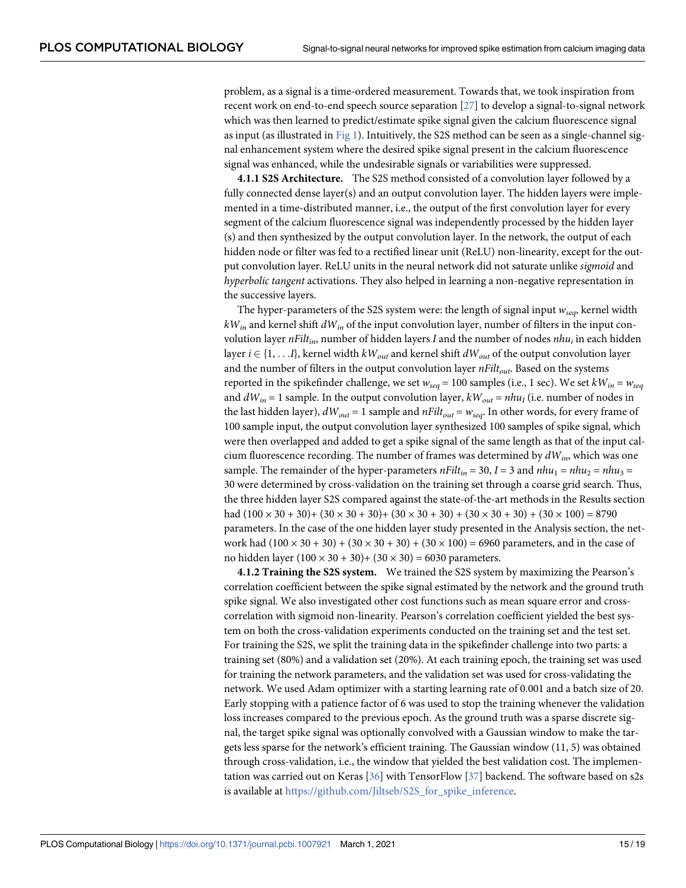problem, as a signal is a time-ordered measurement. Towards that, we took inspiration from recent work on end-to-end speech source separation [27] to develop a signal-to-signal network which was then learned to predict/estimate spike signal given the calcium fluorescence signal as input (as illustrated in Fig 1). Intuitively, the S2S method can be seen as a single-channel signal enhancement system where the desired spike signal present in the calcium fluorescence signal was enhanced, while the undesirable signals or variabilities were suppressed.

**4.1.1 S2S Architecture.** The S2S method consisted of a convolution layer followed by a fully connected dense layer(s) and an output convolution layer. The hidden layers were implemented in a time-distributed manner, i.e., the output of the first convolution layer for every segment of the calcium fluorescence signal was independently processed by the hidden layer (s) and then synthesized by the output convolution layer. In the network, the output of each hidden node or filter was fed to a rectified linear unit (ReLU) non-linearity, except for the output convolution layer. ReLU units in the neural network did not saturate unlike *sigmoid* and *hyperbolic tangent* activations. They also helped in learning a non-negative representation in the successive layers.

The hyper-parameters of the S2S system were: the length of signal input $w_{seq}$, kernel width $kW_{in}$ and kernel shift $dW_{in}$ of the input convolution layer, number of filters in the input convolution layer $nFilt_{in}$, number of hidden layers $I$ and the number of nodes $nhu_i$ in each hidden layer $i \in \{1, \ldots I\}$, kernel width $kW_{out}$ and kernel shift $dW_{out}$ of the output convolution layer and the number of filters in the output convolution layer $nFilt_{out}$. Based on the systems reported in the spikefinder challenge, we set $w_{seq} = 100$ samples (i.e., 1 sec). We set $kW_{in} = w_{seq}$ and $dW_{in} = 1$ sample. In the output convolution layer, $kW_{out} = nhu_I$ (i.e. number of nodes in the last hidden layer), $dW_{out} = 1$ sample and $nFilt_{out} = w_{seq}$. In other words, for every frame of 100 sample input, the output convolution layer synthesized 100 samples of spike signal, which were then overlapped and added to get a spike signal of the same length as that of the input calcium fluorescence recording. The number of frames was determined by $dW_{in}$, which was one sample. The remainder of the hyper-parameters $nFilt_{in} = 30$, $I = 3$ and $nhu_1 = nhu_2 = nhu_3 = 30$ were determined by cross-validation on the training set through a coarse grid search. Thus, the three hidden layer S2S compared against the state-of-the-art methods in the Results section had $(100 \times 30 + 30) + (30 \times 30 + 30) + (30 \times 30 + 30) + (30 \times 30 + 30) + (30 \times 100) = 8790$ parameters. In the case of the one hidden layer study presented in the Analysis section, the network had $(100 \times 30 + 30) + (30 \times 30 + 30) + (30 \times 100) = 6960$ parameters, and in the case of no hidden layer $(100 \times 30 + 30) + (30 \times 30) = 6030$ parameters.

**4.1.2 Training the S2S system.** We trained the S2S system by maximizing the Pearson's correlation coefficient between the spike signal estimated by the network and the ground truth spike signal. We also investigated other cost functions such as mean square error and cross-correlation with sigmoid non-linearity. Pearson's correlation coefficient yielded the best system on both the cross-validation experiments conducted on the training set and the test set. For training the S2S, we split the training data in the spikefinder challenge into two parts: a training set (80%) and a validation set (20%). At each training epoch, the training set was used for training the network parameters, and the validation set was used for cross-validating the network. We used Adam optimizer with a starting learning rate of 0.001 and a batch size of 20. Early stopping with a patience factor of 6 was used to stop the training whenever the validation loss increases compared to the previous epoch. As the ground truth was a sparse discrete signal, the target spike signal was optionally convolved with a Gaussian window to make the targets less sparse for the network's efficient training. The Gaussian window (11, 5) was obtained through cross-validation, i.e., the window that yielded the best validation cost. The implementation was carried out on Keras [36] with TensorFlow [37] backend. The software based on s2s is available at https://github.com/Jiltseb/S2S_for_spike_inference.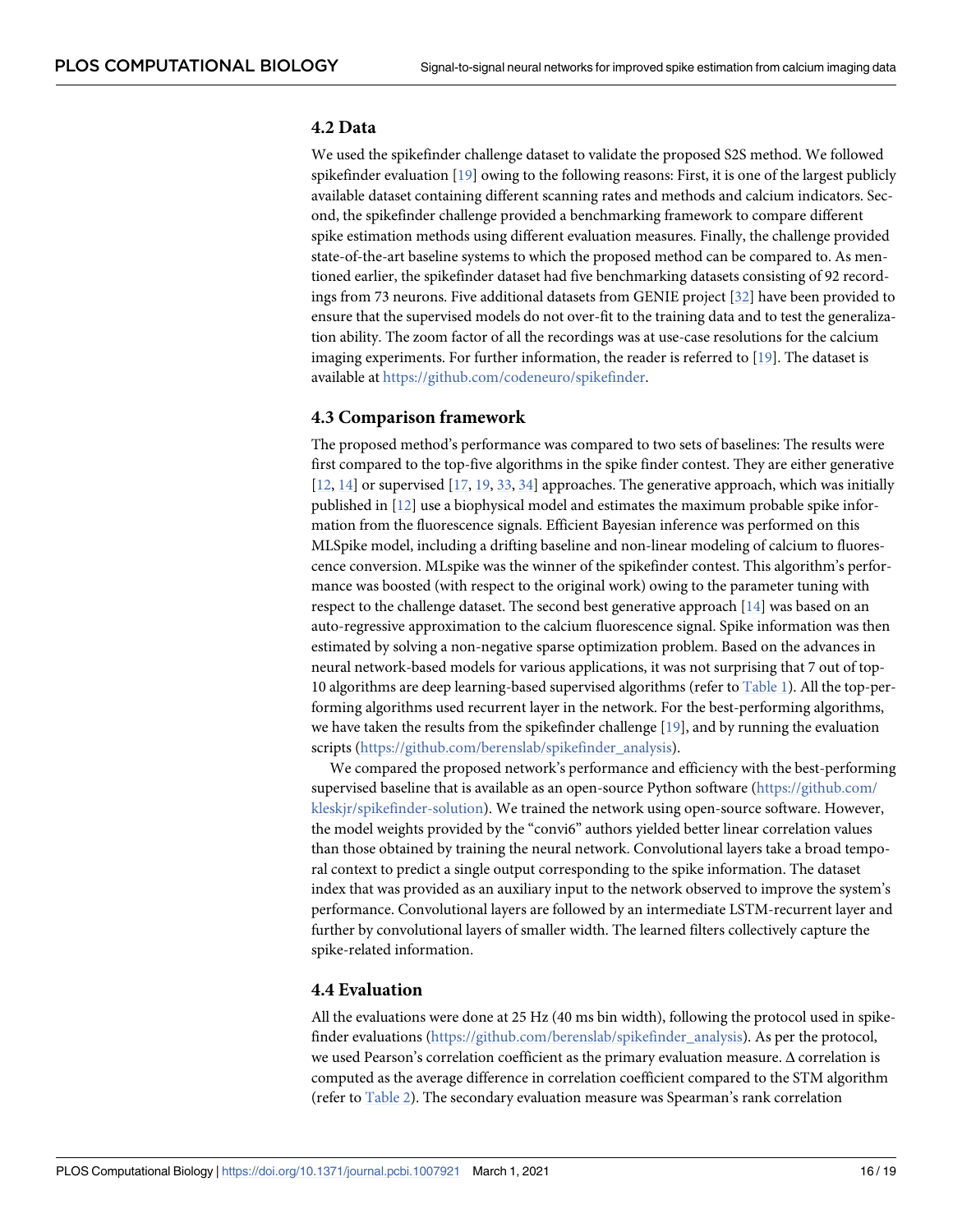### 4.2 Data

We used the spikefinder challenge dataset to validate the proposed S2S method. We followed spikefinder evaluation [19] owing to the following reasons: First, it is one of the largest publicly available dataset containing different scanning rates and methods and calcium indicators. Second, the spikefinder challenge provided a benchmarking framework to compare different spike estimation methods using different evaluation measures. Finally, the challenge provided state-of-the-art baseline systems to which the proposed method can be compared to. As mentioned earlier, the spikefinder dataset had five benchmarking datasets consisting of 92 recordings from 73 neurons. Five additional datasets from GENIE project [32] have been provided to ensure that the supervised models do not over-fit to the training data and to test the generalization ability. The zoom factor of all the recordings was at use-case resolutions for the calcium imaging experiments. For further information, the reader is referred to [19]. The dataset is available at https://github.com/codeneuro/spikefinder.

### 4.3 Comparison framework

The proposed method's performance was compared to two sets of baselines: The results were first compared to the top-five algorithms in the spike finder contest. They are either generative [12, 14] or supervised [17, 19, 33, 34] approaches. The generative approach, which was initially published in [12] use a biophysical model and estimates the maximum probable spike information from the fluorescence signals. Efficient Bayesian inference was performed on this MLSpike model, including a drifting baseline and non-linear modeling of calcium to fluorescence conversion. MLspike was the winner of the spikefinder contest. This algorithm's performance was boosted (with respect to the original work) owing to the parameter tuning with respect to the challenge dataset. The second best generative approach [14] was based on an auto-regressive approximation to the calcium fluorescence signal. Spike information was then estimated by solving a non-negative sparse optimization problem. Based on the advances in neural network-based models for various applications, it was not surprising that 7 out of top-10 algorithms are deep learning-based supervised algorithms (refer to Table 1). All the top-performing algorithms used recurrent layer in the network. For the best-performing algorithms, we have taken the results from the spikefinder challenge [19], and by running the evaluation scripts (https://github.com/berenslab/spikefinder_analysis).

We compared the proposed network's performance and efficiency with the best-performing supervised baseline that is available as an open-source Python software (https://github.com/kleskjr/spikefinder-solution). We trained the network using open-source software. However, the model weights provided by the "convi6" authors yielded better linear correlation values than those obtained by training the neural network. Convolutional layers take a broad temporal context to predict a single output corresponding to the spike information. The dataset index that was provided as an auxiliary input to the network observed to improve the system's performance. Convolutional layers are followed by an intermediate LSTM-recurrent layer and further by convolutional layers of smaller width. The learned filters collectively capture the spike-related information.

### 4.4 Evaluation

All the evaluations were done at 25 Hz (40 ms bin width), following the protocol used in spikefinder evaluations (https://github.com/berenslab/spikefinder_analysis). As per the protocol, we used Pearson's correlation coefficient as the primary evaluation measure. $\Delta$ correlation is computed as the average difference in correlation coefficient compared to the STM algorithm (refer to Table 2). The secondary evaluation measure was Spearman's rank correlation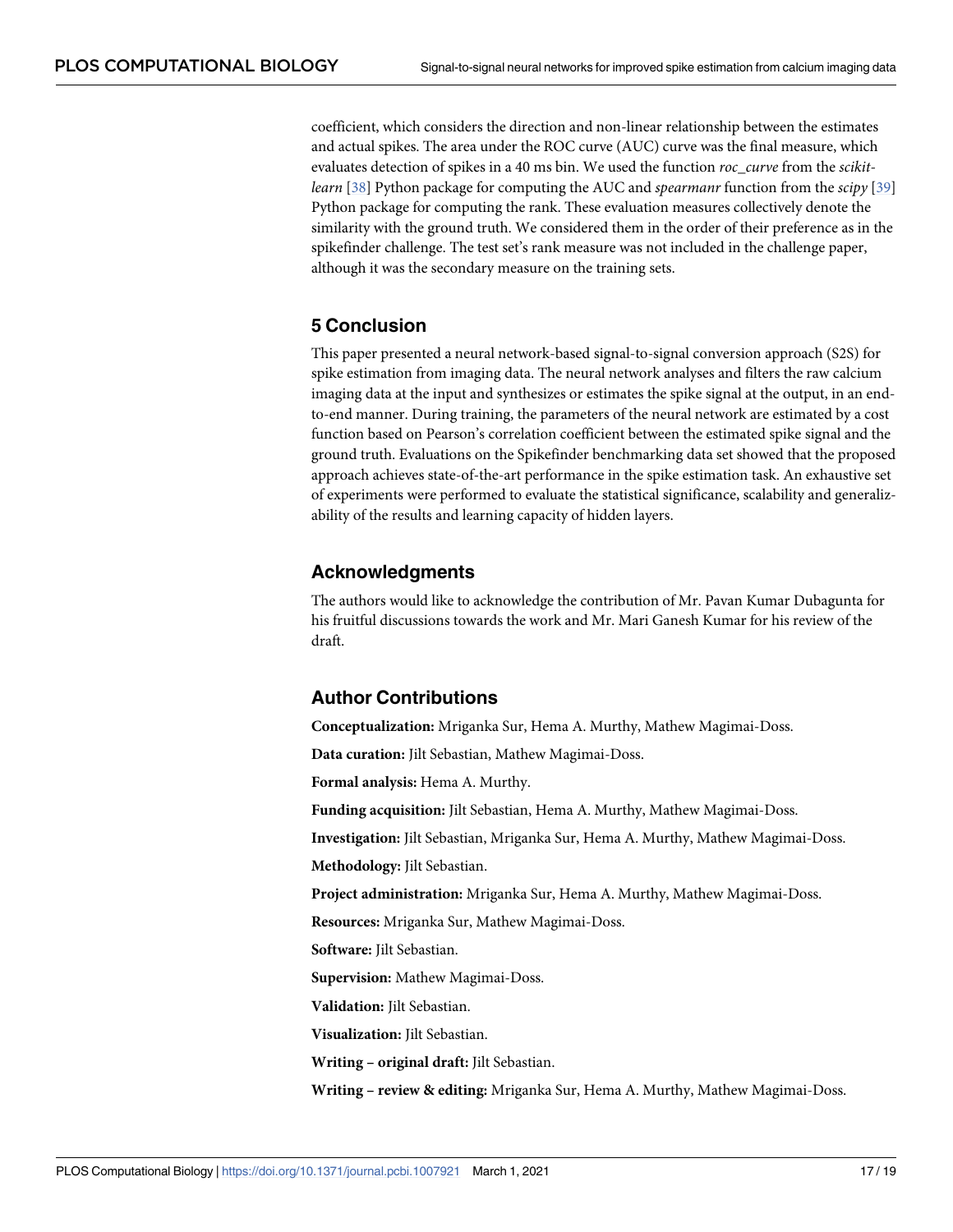coefficient, which considers the direction and non-linear relationship between the estimates and actual spikes. The area under the ROC curve (AUC) curve was the final measure, which evaluates detection of spikes in a 40 ms bin. We used the function *roc_curve* from the *scikit-learn* [38] Python package for computing the AUC and *spearmanr* function from the *scipy* [39] Python package for computing the rank. These evaluation measures collectively denote the similarity with the ground truth. We considered them in the order of their preference as in the spikefinder challenge. The test set's rank measure was not included in the challenge paper, although it was the secondary measure on the training sets.

## 5 Conclusion

This paper presented a neural network-based signal-to-signal conversion approach (S2S) for spike estimation from imaging data. The neural network analyses and filters the raw calcium imaging data at the input and synthesizes or estimates the spike signal at the output, in an end-to-end manner. During training, the parameters of the neural network are estimated by a cost function based on Pearson's correlation coefficient between the estimated spike signal and the ground truth. Evaluations on the Spikefinder benchmarking data set showed that the proposed approach achieves state-of-the-art performance in the spike estimation task. An exhaustive set of experiments were performed to evaluate the statistical significance, scalability and generalizability of the results and learning capacity of hidden layers.

## Acknowledgments

The authors would like to acknowledge the contribution of Mr. Pavan Kumar Dubagunta for his fruitful discussions towards the work and Mr. Mari Ganesh Kumar for his review of the draft.

## Author Contributions

**Conceptualization:** Mriganka Sur, Hema A. Murthy, Mathew Magimai-Doss.

**Data curation:** Jilt Sebastian, Mathew Magimai-Doss.

**Formal analysis:** Hema A. Murthy.

**Funding acquisition:** Jilt Sebastian, Hema A. Murthy, Mathew Magimai-Doss.

**Investigation:** Jilt Sebastian, Mriganka Sur, Hema A. Murthy, Mathew Magimai-Doss.

**Methodology:** Jilt Sebastian.

**Project administration:** Mriganka Sur, Hema A. Murthy, Mathew Magimai-Doss.

**Resources:** Mriganka Sur, Mathew Magimai-Doss.

**Software:** Jilt Sebastian.

**Supervision:** Mathew Magimai-Doss.

**Validation:** Jilt Sebastian.

**Visualization:** Jilt Sebastian.

**Writing – original draft:** Jilt Sebastian.

**Writing – review & editing:** Mriganka Sur, Hema A. Murthy, Mathew Magimai-Doss.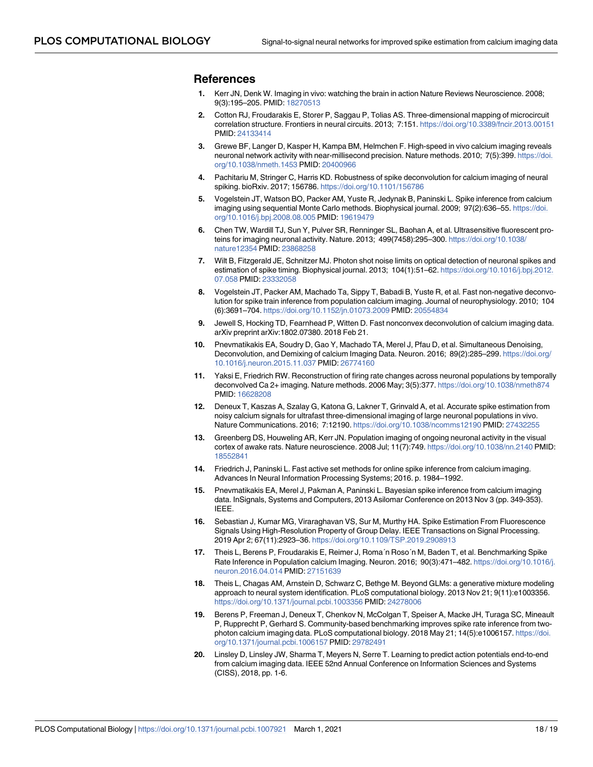## References

1. Kerr JN, Denk W. Imaging in vivo: watching the brain in action Nature Reviews Neuroscience. 2008; 9(3):195–205. PMID: 18270513
2. Cotton RJ, Froudarakis E, Storer P, Saggau P, Tolias AS. Three-dimensional mapping of microcircuit correlation structure. Frontiers in neural circuits. 2013; 7:151. https://doi.org/10.3389/fncir.2013.00151 PMID: 24133414
3. Grewe BF, Langer D, Kasper H, Kampa BM, Helmchen F. High-speed in vivo calcium imaging reveals neuronal network activity with near-millisecond precision. Nature methods. 2010; 7(5):399. https://doi.org/10.1038/nmeth.1453 PMID: 20400966
4. Pachitariu M, Stringer C, Harris KD. Robustness of spike deconvolution for calcium imaging of neural spiking. bioRxiv. 2017; 156786. https://doi.org/10.1101/156786
5. Vogelstein JT, Watson BO, Packer AM, Yuste R, Jedynak B, Paninski L. Spike inference from calcium imaging using sequential Monte Carlo methods. Biophysical journal. 2009; 97(2):636–55. https://doi.org/10.1016/j.bpj.2008.08.005 PMID: 19619479
6. Chen TW, Wardill TJ, Sun Y, Pulver SR, Renninger SL, Baohan A, et al. Ultrasensitive fluorescent proteins for imaging neuronal activity. Nature. 2013; 499(7458):295–300. https://doi.org/10.1038/nature12354 PMID: 23868258
7. Wilt B, Fitzgerald JE, Schnitzer MJ. Photon shot noise limits on optical detection of neuronal spikes and estimation of spike timing. Biophysical journal. 2013; 104(1):51–62. https://doi.org/10.1016/j.bpj.2012.07.058 PMID: 23332058
8. Vogelstein JT, Packer AM, Machado Ta, Sippy T, Babadi B, Yuste R, et al. Fast non-negative deconvolution for spike train inference from population calcium imaging. Journal of neurophysiology. 2010; 104(6):3691–704. https://doi.org/10.1152/jn.01073.2009 PMID: 20554834
9. Jewell S, Hocking TD, Fearnhead P, Witten D. Fast nonconvex deconvolution of calcium imaging data. arXiv preprint arXiv:1802.07380. 2018 Feb 21.
10. Pnevmatikakis EA, Soudry D, Gao Y, Machado TA, Merel J, Pfau D, et al. Simultaneous Denoising, Deconvolution, and Demixing of calcium Imaging Data. Neuron. 2016; 89(2):285–299. https://doi.org/10.1016/j.neuron.2015.11.037 PMID: 26774160
11. Yaksi E, Friedrich RW. Reconstruction of firing rate changes across neuronal populations by temporally deconvolved Ca 2+ imaging. Nature methods. 2006 May; 3(5):377. https://doi.org/10.1038/nmeth874 PMID: 16628208
12. Deneux T, Kaszas A, Szalay G, Katona G, Lakner T, Grinvald A, et al. Accurate spike estimation from noisy calcium signals for ultrafast three-dimensional imaging of large neuronal populations in vivo. Nature Communications. 2016; 7:12190. https://doi.org/10.1038/ncomms12190 PMID: 27432255
13. Greenberg DS, Houweling AR, Kerr JN. Population imaging of ongoing neuronal activity in the visual cortex of awake rats. Nature neuroscience. 2008 Jul; 11(7):749. https://doi.org/10.1038/nn.2140 PMID: 18552841
14. Friedrich J, Paninski L. Fast active set methods for online spike inference from calcium imaging. Advances In Neural Information Processing Systems; 2016. p. 1984–1992.
15. Pnevmatikakis EA, Merel J, Pakman A, Paninski L. Bayesian spike inference from calcium imaging data. InSignals, Systems and Computers, 2013 Asilomar Conference on 2013 Nov 3 (pp. 349-353). IEEE.
16. Sebastian J, Kumar MG, Viraraghavan VS, Sur M, Murthy HA. Spike Estimation From Fluorescence Signals Using High-Resolution Property of Group Delay. IEEE Transactions on Signal Processing. 2019 Apr 2; 67(11):2923–36. https://doi.org/10.1109/TSP.2019.2908913
17. Theis L, Berens P, Froudarakis E, Reimer J, Roma´n Roso´n M, Baden T, et al. Benchmarking Spike Rate Inference in Population calcium Imaging. Neuron. 2016; 90(3):471–482. https://doi.org/10.1016/j.neuron.2016.04.014 PMID: 27151639
18. Theis L, Chagas AM, Arnstein D, Schwarz C, Bethge M. Beyond GLMs: a generative mixture modeling approach to neural system identification. PLoS computational biology. 2013 Nov 21; 9(11):e1003356. https://doi.org/10.1371/journal.pcbi.1003356 PMID: 24278006
19. Berens P, Freeman J, Deneux T, Chenkov N, McColgan T, Speiser A, Macke JH, Turaga SC, Mineault P, Rupprecht P, Gerhard S. Community-based benchmarking improves spike rate inference from two-photon calcium imaging data. PLoS computational biology. 2018 May 21; 14(5):e1006157. https://doi.org/10.1371/journal.pcbi.1006157 PMID: 29782491
20. Linsley D, Linsley JW, Sharma T, Meyers N, Serre T. Learning to predict action potentials end-to-end from calcium imaging data. IEEE 52nd Annual Conference on Information Sciences and Systems (CISS), 2018, pp. 1-6.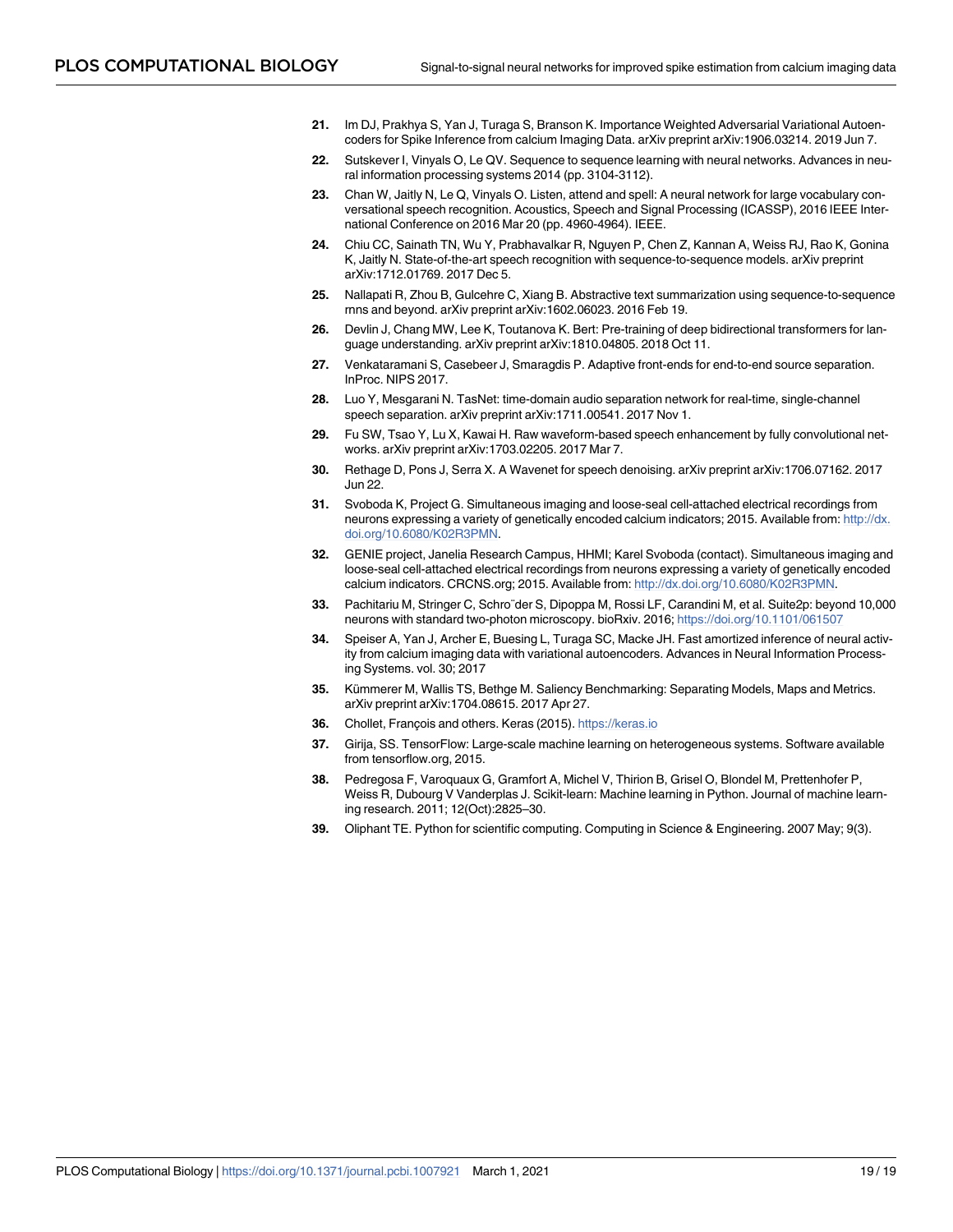21. Im DJ, Prakhya S, Yan J, Turaga S, Branson K. Importance Weighted Adversarial Variational Autoencoders for Spike Inference from calcium Imaging Data. arXiv preprint arXiv:1906.03214. 2019 Jun 7.
22. Sutskever I, Vinyals O, Le QV. Sequence to sequence learning with neural networks. Advances in neural information processing systems 2014 (pp. 3104-3112).
23. Chan W, Jaitly N, Le Q, Vinyals O. Listen, attend and spell: A neural network for large vocabulary conversational speech recognition. Acoustics, Speech and Signal Processing (ICASSP), 2016 IEEE International Conference on 2016 Mar 20 (pp. 4960-4964). IEEE.
24. Chiu CC, Sainath TN, Wu Y, Prabhavalkar R, Nguyen P, Chen Z, Kannan A, Weiss RJ, Rao K, Gonina K, Jaitly N. State-of-the-art speech recognition with sequence-to-sequence models. arXiv preprint arXiv:1712.01769. 2017 Dec 5.
25. Nallapati R, Zhou B, Gulcehre C, Xiang B. Abstractive text summarization using sequence-to-sequence rnns and beyond. arXiv preprint arXiv:1602.06023. 2016 Feb 19.
26. Devlin J, Chang MW, Lee K, Toutanova K. Bert: Pre-training of deep bidirectional transformers for language understanding. arXiv preprint arXiv:1810.04805. 2018 Oct 11.
27. Venkataramani S, Casebeer J, Smaragdis P. Adaptive front-ends for end-to-end source separation. InProc. NIPS 2017.
28. Luo Y, Mesgarani N. TasNet: time-domain audio separation network for real-time, single-channel speech separation. arXiv preprint arXiv:1711.00541. 2017 Nov 1.
29. Fu SW, Tsao Y, Lu X, Kawai H. Raw waveform-based speech enhancement by fully convolutional networks. arXiv preprint arXiv:1703.02205. 2017 Mar 7.
30. Rethage D, Pons J, Serra X. A Wavenet for speech denoising. arXiv preprint arXiv:1706.07162. 2017 Jun 22.
31. Svoboda K, Project G. Simultaneous imaging and loose-seal cell-attached electrical recordings from neurons expressing a variety of genetically encoded calcium indicators; 2015. Available from: http://dx.doi.org/10.6080/K02R3PMN.
32. GENIE project, Janelia Research Campus, HHMI; Karel Svoboda (contact). Simultaneous imaging and loose-seal cell-attached electrical recordings from neurons expressing a variety of genetically encoded calcium indicators. CRCNS.org; 2015. Available from: http://dx.doi.org/10.6080/K02R3PMN.
33. Pachitariu M, Stringer C, Schröder S, Dipoppa M, Rossi LF, Carandini M, et al. Suite2p: beyond 10,000 neurons with standard two-photon microscopy. bioRxiv. 2016; https://doi.org/10.1101/061507
34. Speiser A, Yan J, Archer E, Buesing L, Turaga SC, Macke JH. Fast amortized inference of neural activity from calcium imaging data with variational autoencoders. Advances in Neural Information Processing Systems. vol. 30; 2017
35. Kümmerer M, Wallis TS, Bethge M. Saliency Benchmarking: Separating Models, Maps and Metrics. arXiv preprint arXiv:1704.08615. 2017 Apr 27.
36. Chollet, François and others. Keras (2015). https://keras.io
37. Girija, SS. TensorFlow: Large-scale machine learning on heterogeneous systems. Software available from tensorflow.org, 2015.
38. Pedregosa F, Varoquaux G, Gramfort A, Michel V, Thirion B, Grisel O, Blondel M, Prettenhofer P, Weiss R, Dubourg V Vanderplas J. Scikit-learn: Machine learning in Python. Journal of machine learning research. 2011; 12(Oct):2825–30.
39. Oliphant TE. Python for scientific computing. Computing in Science & Engineering. 2007 May; 9(3).